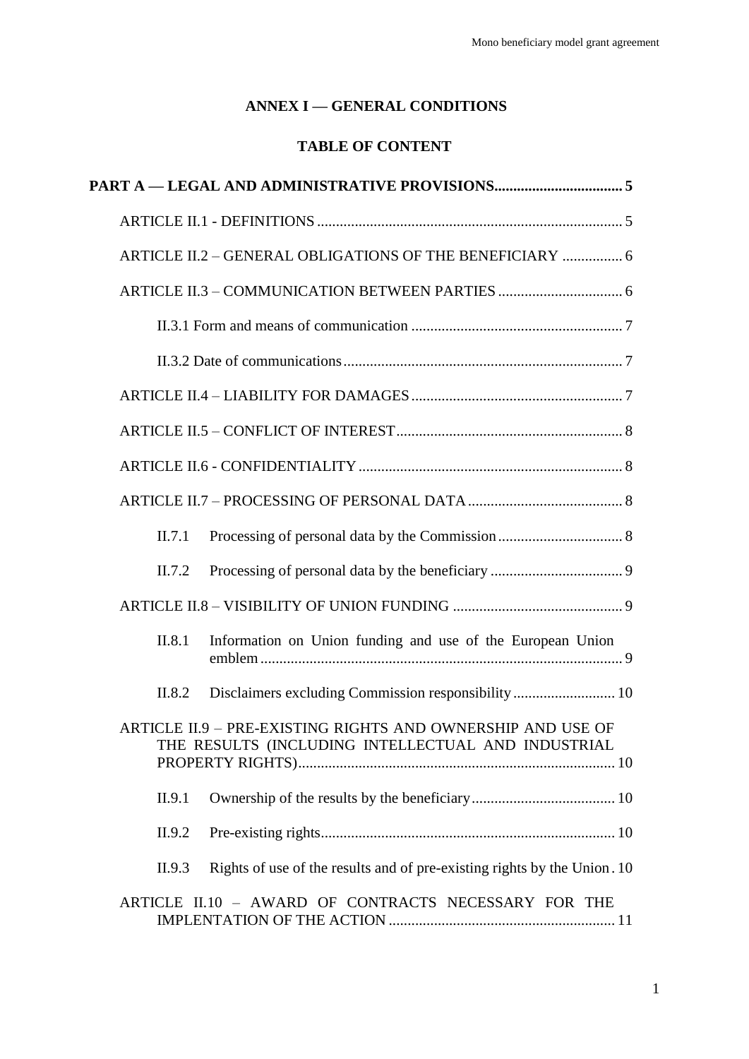# ANNEX I — GENERAL CONDITIONS

## TABLE OF CONTENT

**PART A — LEGAL AND ADMINISTRATIVE PROVISIONS.................................. 5**

ARTICLE II.1 - DEFINITIONS ................................................................................ 5

ARTICLE II.2 – GENERAL OBLIGATIONS OF THE BENEFICIARY ................ 6

ARTICLE II.3 – COMMUNICATION BETWEEN PARTIES ................................. 6

II.3.1 Form and means of communication ....................................................... 7

II.3.2 Date of communications ......................................................................... 7

ARTICLE II.4 – LIABILITY FOR DAMAGES ........................................................ 7

ARTICLE II.5 – CONFLICT OF INTEREST ............................................................ 8

ARTICLE II.6 - CONFIDENTIALITY ..................................................................... 8

ARTICLE II.7 – PROCESSING OF PERSONAL DATA ......................................... 8

II.7.1 Processing of personal data by the Commission ................................. 8

II.7.2 Processing of personal data by the beneficiary .................................. 9

ARTICLE II.8 – VISIBILITY OF UNION FUNDING ............................................. 9

II.8.1 Information on Union funding and use of the European Union emblem ............................................................................................... 9

II.8.2 Disclaimers excluding Commission responsibility ........................... 10

ARTICLE II.9 – PRE-EXISTING RIGHTS AND OWNERSHIP AND USE OF THE RESULTS (INCLUDING INTELLECTUAL AND INDUSTRIAL PROPERTY RIGHTS) .................................................................................. 10

II.9.1 Ownership of the results by the beneficiary ...................................... 10

II.9.2 Pre-existing rights ............................................................................. 10

II.9.3 Rights of use of the results and of pre-existing rights by the Union . 10

ARTICLE II.10 – AWARD OF CONTRACTS NECESSARY FOR THE IMPLENTATION OF THE ACTION ........................................................... 11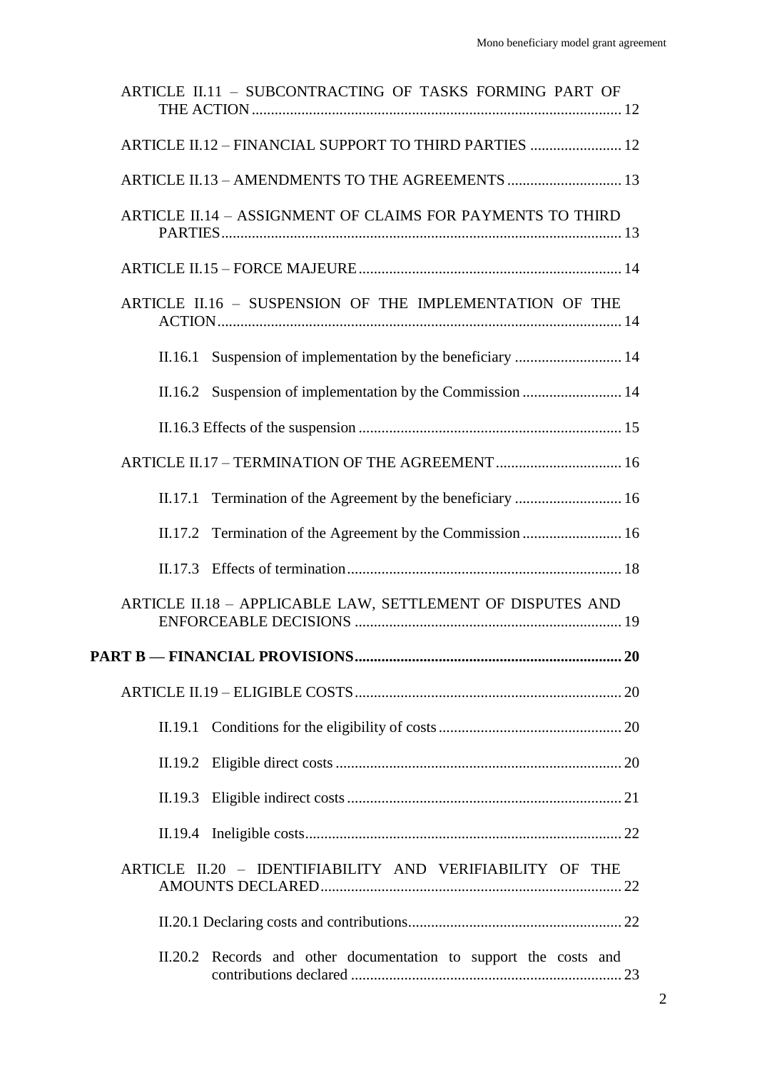ARTICLE II.11 – SUBCONTRACTING OF TASKS FORMING PART OF THE ACTION ............ 12

ARTICLE II.12 – FINANCIAL SUPPORT TO THIRD PARTIES ............ 12

ARTICLE II.13 – AMENDMENTS TO THE AGREEMENTS ............ 13

ARTICLE II.14 – ASSIGNMENT OF CLAIMS FOR PAYMENTS TO THIRD PARTIES ............ 13

ARTICLE II.15 – FORCE MAJEURE ............ 14

ARTICLE II.16 – SUSPENSION OF THE IMPLEMENTATION OF THE ACTION ............ 14

- II.16.1 Suspension of implementation by the beneficiary ............ 14
- II.16.2 Suspension of implementation by the Commission ............ 14
- II.16.3 Effects of the suspension ............ 15

ARTICLE II.17 – TERMINATION OF THE AGREEMENT ............ 16

- II.17.1 Termination of the Agreement by the beneficiary ............ 16
- II.17.2 Termination of the Agreement by the Commission ............ 16
- II.17.3 Effects of termination ............ 18

ARTICLE II.18 – APPLICABLE LAW, SETTLEMENT OF DISPUTES AND ENFORCEABLE DECISIONS ............ 19

**PART B — FINANCIAL PROVISIONS ............ 20**

ARTICLE II.19 – ELIGIBLE COSTS ............ 20

- II.19.1 Conditions for the eligibility of costs ............ 20
- II.19.2 Eligible direct costs ............ 20
- II.19.3 Eligible indirect costs ............ 21
- II.19.4 Ineligible costs ............ 22

ARTICLE II.20 – IDENTIFIABILITY AND VERIFIABILITY OF THE AMOUNTS DECLARED ............ 22

- II.20.1 Declaring costs and contributions ............ 22
- II.20.2 Records and other documentation to support the costs and contributions declared ............ 23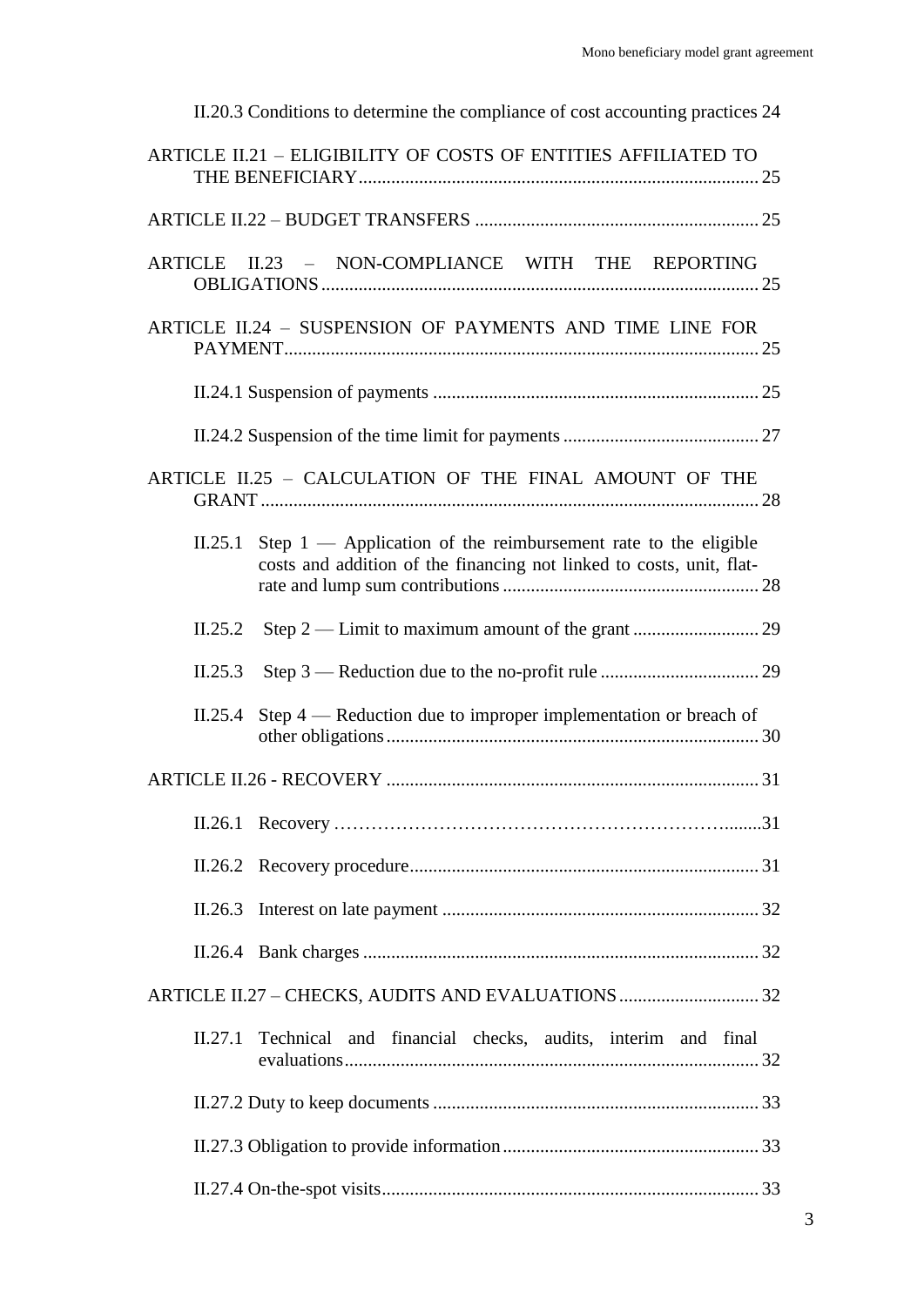II.20.3 Conditions to determine the compliance of cost accounting practices 24

ARTICLE II.21 – ELIGIBILITY OF COSTS OF ENTITIES AFFILIATED TO THE BENEFICIARY ..... 25

ARTICLE II.22 – BUDGET TRANSFERS ..... 25

ARTICLE II.23 – NON-COMPLIANCE WITH THE REPORTING OBLIGATIONS ..... 25

ARTICLE II.24 – SUSPENSION OF PAYMENTS AND TIME LINE FOR PAYMENT ..... 25

II.24.1 Suspension of payments ..... 25

II.24.2 Suspension of the time limit for payments ..... 27

ARTICLE II.25 – CALCULATION OF THE FINAL AMOUNT OF THE GRANT ..... 28

II.25.1 Step 1 — Application of the reimbursement rate to the eligible costs and addition of the financing not linked to costs, unit, flat-rate and lump sum contributions ..... 28

II.25.2 Step 2 — Limit to maximum amount of the grant ..... 29

II.25.3 Step 3 — Reduction due to the no-profit rule ..... 29

II.25.4 Step 4 — Reduction due to improper implementation or breach of other obligations ..... 30

ARTICLE II.26 - RECOVERY ..... 31

II.26.1 Recovery ..... 31

II.26.2 Recovery procedure ..... 31

II.26.3 Interest on late payment ..... 32

II.26.4 Bank charges ..... 32

ARTICLE II.27 – CHECKS, AUDITS AND EVALUATIONS ..... 32

II.27.1 Technical and financial checks, audits, interim and final evaluations ..... 32

II.27.2 Duty to keep documents ..... 33

II.27.3 Obligation to provide information ..... 33

II.27.4 On-the-spot visits ..... 33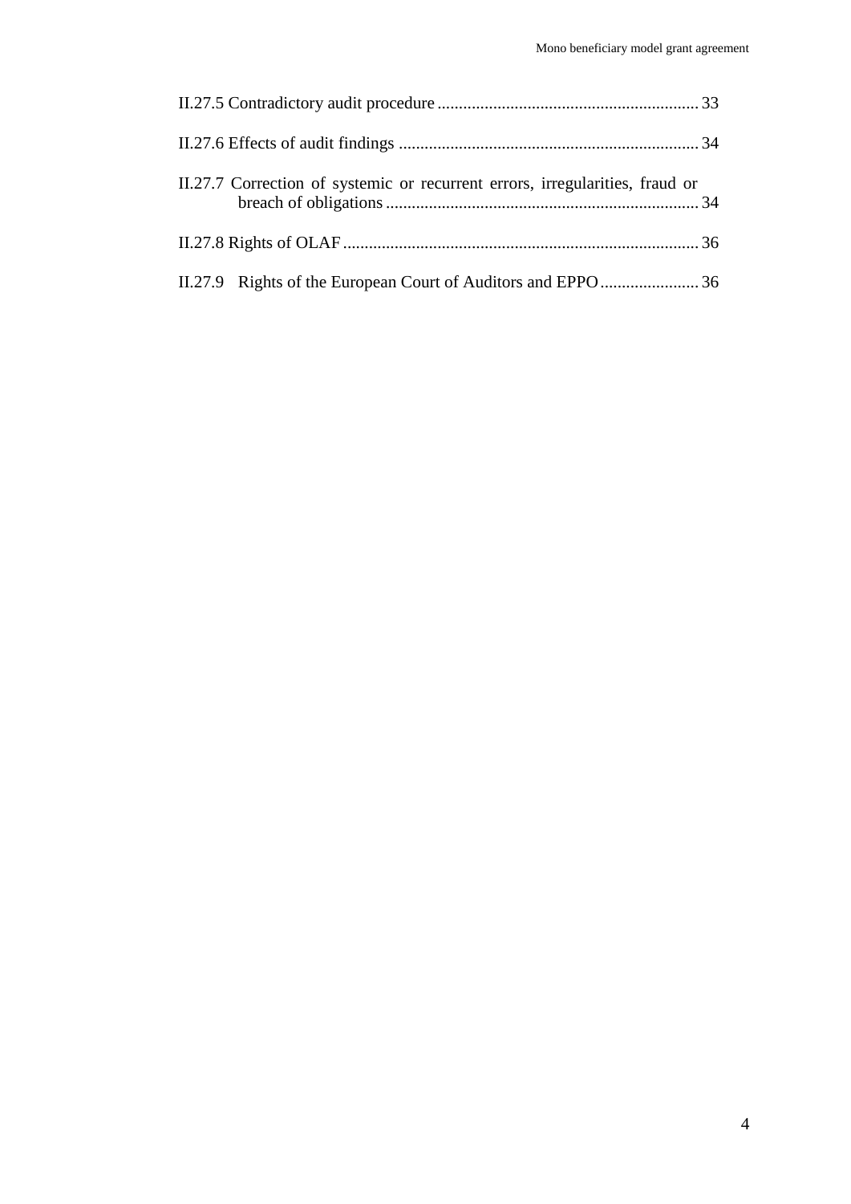II.27.5 Contradictory audit procedure ............................................................ 33

II.27.6 Effects of audit findings ..................................................................... 34

II.27.7 Correction of systemic or recurrent errors, irregularities, fraud or breach of obligations ......................................................................... 34

II.27.8 Rights of OLAF .................................................................................. 36

II.27.9 Rights of the European Court of Auditors and EPPO ....................... 36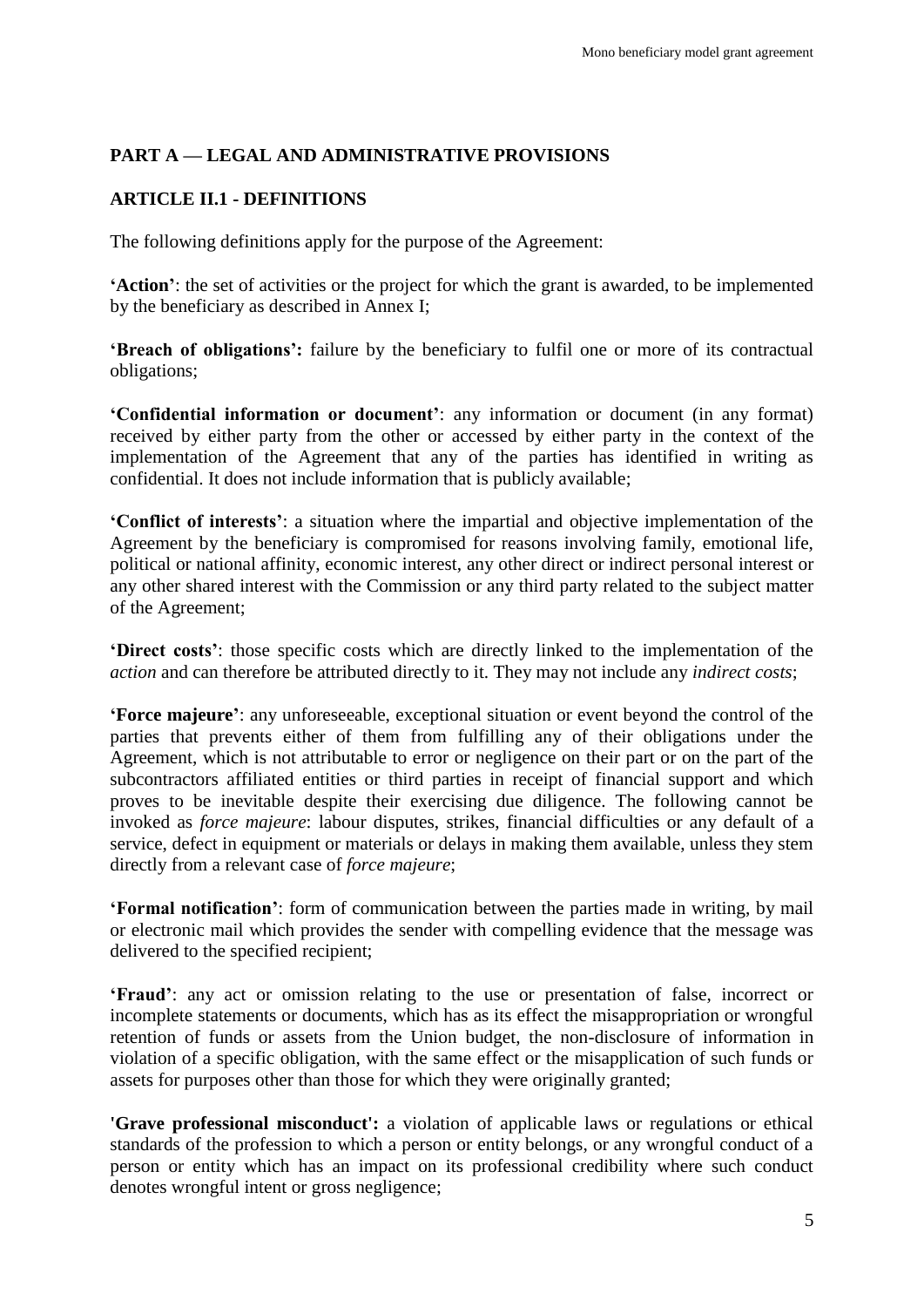## PART A — LEGAL AND ADMINISTRATIVE PROVISIONS

### ARTICLE II.1 - DEFINITIONS

The following definitions apply for the purpose of the Agreement:

**'Action'**: the set of activities or the project for which the grant is awarded, to be implemented by the beneficiary as described in Annex I;

**'Breach of obligations':** failure by the beneficiary to fulfil one or more of its contractual obligations;

**'Confidential information or document'**: any information or document (in any format) received by either party from the other or accessed by either party in the context of the implementation of the Agreement that any of the parties has identified in writing as confidential. It does not include information that is publicly available;

**'Conflict of interests'**: a situation where the impartial and objective implementation of the Agreement by the beneficiary is compromised for reasons involving family, emotional life, political or national affinity, economic interest, any other direct or indirect personal interest or any other shared interest with the Commission or any third party related to the subject matter of the Agreement;

**'Direct costs'**: those specific costs which are directly linked to the implementation of the *action* and can therefore be attributed directly to it. They may not include any *indirect costs*;

**'Force majeure'**: any unforeseeable, exceptional situation or event beyond the control of the parties that prevents either of them from fulfilling any of their obligations under the Agreement, which is not attributable to error or negligence on their part or on the part of the subcontractors affiliated entities or third parties in receipt of financial support and which proves to be inevitable despite their exercising due diligence. The following cannot be invoked as *force majeure*: labour disputes, strikes, financial difficulties or any default of a service, defect in equipment or materials or delays in making them available, unless they stem directly from a relevant case of *force majeure*;

**'Formal notification'**: form of communication between the parties made in writing, by mail or electronic mail which provides the sender with compelling evidence that the message was delivered to the specified recipient;

**'Fraud'**: any act or omission relating to the use or presentation of false, incorrect or incomplete statements or documents, which has as its effect the misappropriation or wrongful retention of funds or assets from the Union budget, the non-disclosure of information in violation of a specific obligation, with the same effect or the misapplication of such funds or assets for purposes other than those for which they were originally granted;

**'Grave professional misconduct':** a violation of applicable laws or regulations or ethical standards of the profession to which a person or entity belongs, or any wrongful conduct of a person or entity which has an impact on its professional credibility where such conduct denotes wrongful intent or gross negligence;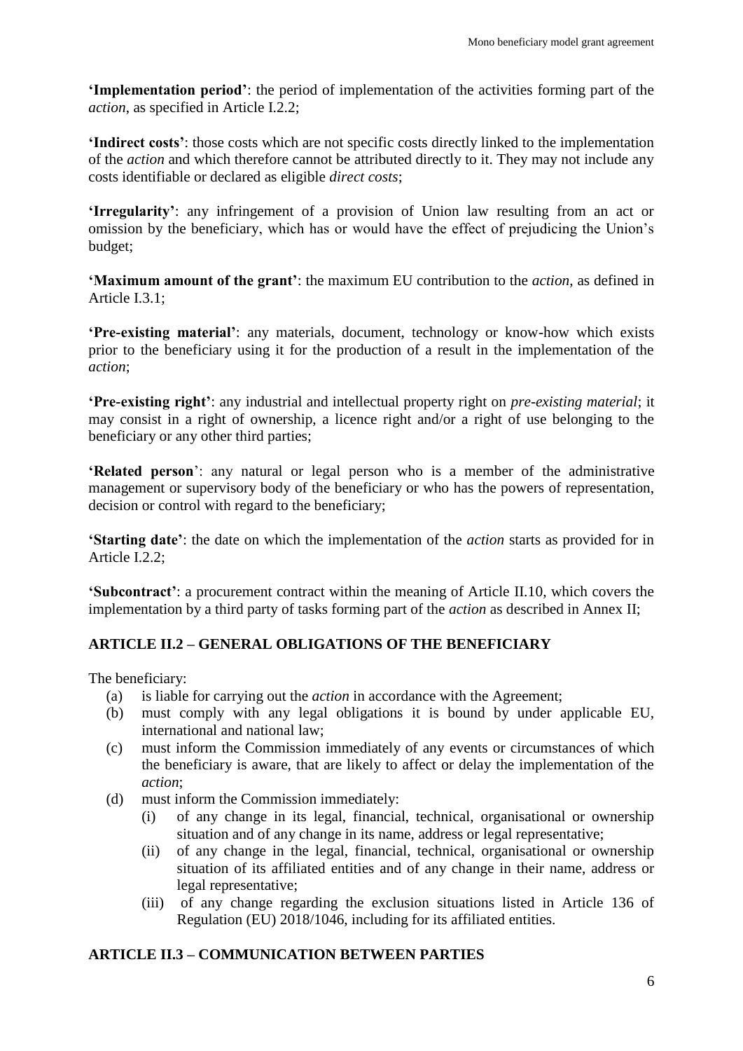**'Implementation period'**: the period of implementation of the activities forming part of the *action*, as specified in Article I.2.2;

**'Indirect costs'**: those costs which are not specific costs directly linked to the implementation of the *action* and which therefore cannot be attributed directly to it. They may not include any costs identifiable or declared as eligible *direct costs*;

**'Irregularity'**: any infringement of a provision of Union law resulting from an act or omission by the beneficiary, which has or would have the effect of prejudicing the Union's budget;

**'Maximum amount of the grant'**: the maximum EU contribution to the *action*, as defined in Article I.3.1;

**'Pre-existing material'**: any materials, document, technology or know-how which exists prior to the beneficiary using it for the production of a result in the implementation of the *action*;

**'Pre-existing right'**: any industrial and intellectual property right on *pre-existing material*; it may consist in a right of ownership, a licence right and/or a right of use belonging to the beneficiary or any other third parties;

**'Related person**': any natural or legal person who is a member of the administrative management or supervisory body of the beneficiary or who has the powers of representation, decision or control with regard to the beneficiary;

**'Starting date'**: the date on which the implementation of the *action* starts as provided for in Article I.2.2;

**'Subcontract'**: a procurement contract within the meaning of Article II.10, which covers the implementation by a third party of tasks forming part of the *action* as described in Annex II;

## ARTICLE II.2 – GENERAL OBLIGATIONS OF THE BENEFICIARY

The beneficiary:

(a) is liable for carrying out the *action* in accordance with the Agreement;

(b) must comply with any legal obligations it is bound by under applicable EU, international and national law;

(c) must inform the Commission immediately of any events or circumstances of which the beneficiary is aware, that are likely to affect or delay the implementation of the *action*;

(d) must inform the Commission immediately:

  (i) of any change in its legal, financial, technical, organisational or ownership situation and of any change in its name, address or legal representative;

  (ii) of any change in the legal, financial, technical, organisational or ownership situation of its affiliated entities and of any change in their name, address or legal representative;

  (iii) of any change regarding the exclusion situations listed in Article 136 of Regulation (EU) 2018/1046, including for its affiliated entities.

## ARTICLE II.3 – COMMUNICATION BETWEEN PARTIES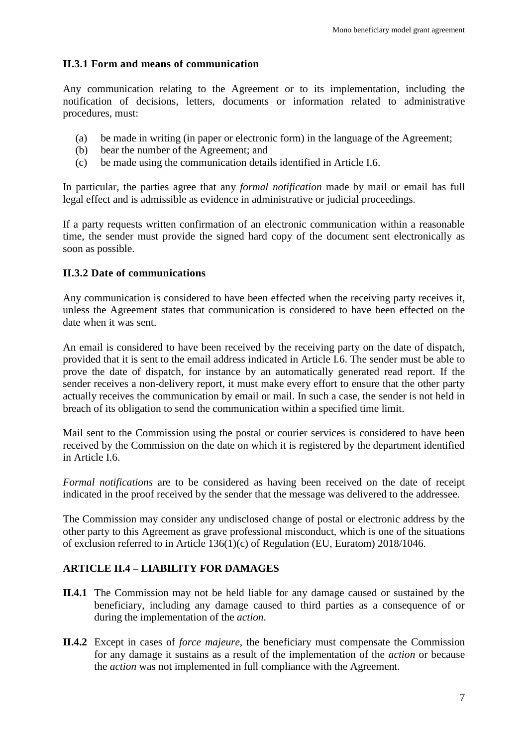### II.3.1 Form and means of communication

Any communication relating to the Agreement or to its implementation, including the notification of decisions, letters, documents or information related to administrative procedures, must:

(a) be made in writing (in paper or electronic form) in the language of the Agreement;
(b) bear the number of the Agreement; and
(c) be made using the communication details identified in Article I.6.

In particular, the parties agree that any *formal notification* made by mail or email has full legal effect and is admissible as evidence in administrative or judicial proceedings.

If a party requests written confirmation of an electronic communication within a reasonable time, the sender must provide the signed hard copy of the document sent electronically as soon as possible.

### II.3.2 Date of communications

Any communication is considered to have been effected when the receiving party receives it, unless the Agreement states that communication is considered to have been effected on the date when it was sent.

An email is considered to have been received by the receiving party on the date of dispatch, provided that it is sent to the email address indicated in Article I.6. The sender must be able to prove the date of dispatch, for instance by an automatically generated read report. If the sender receives a non-delivery report, it must make every effort to ensure that the other party actually receives the communication by email or mail. In such a case, the sender is not held in breach of its obligation to send the communication within a specified time limit.

Mail sent to the Commission using the postal or courier services is considered to have been received by the Commission on the date on which it is registered by the department identified in Article I.6.

*Formal notifications* are to be considered as having been received on the date of receipt indicated in the proof received by the sender that the message was delivered to the addressee.

The Commission may consider any undisclosed change of postal or electronic address by the other party to this Agreement as grave professional misconduct, which is one of the situations of exclusion referred to in Article 136(1)(c) of Regulation (EU, Euratom) 2018/1046.

## ARTICLE II.4 – LIABILITY FOR DAMAGES

**II.4.1** The Commission may not be held liable for any damage caused or sustained by the beneficiary, including any damage caused to third parties as a consequence of or during the implementation of the *action*.

**II.4.2** Except in cases of *force majeure*, the beneficiary must compensate the Commission for any damage it sustains as a result of the implementation of the *action* or because the *action* was not implemented in full compliance with the Agreement.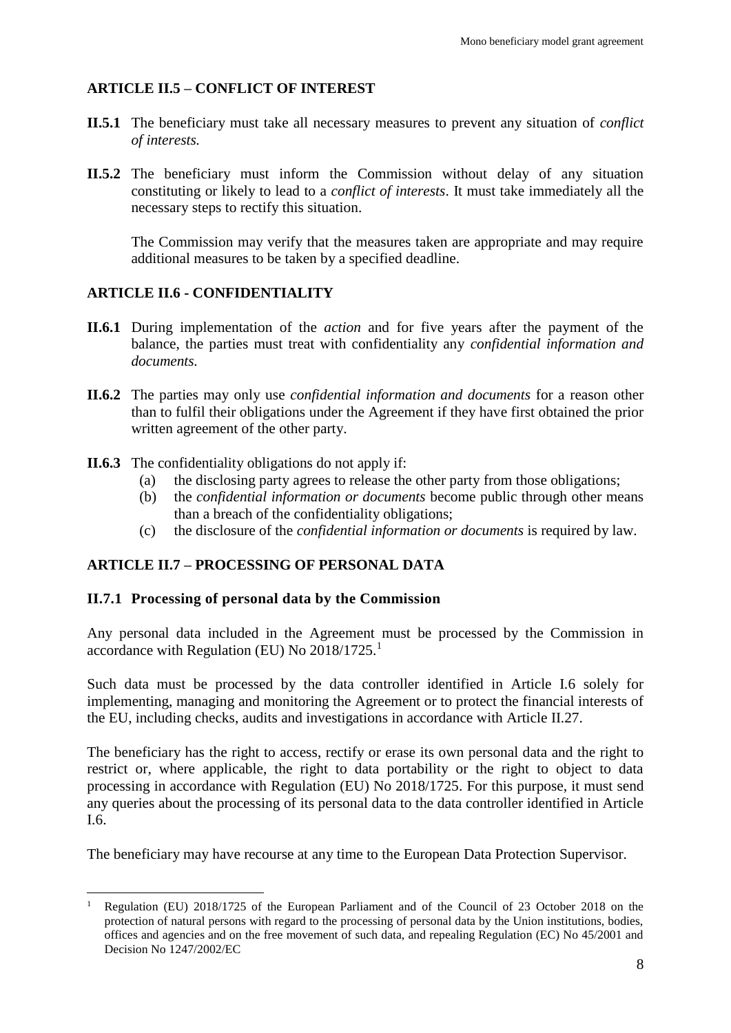### ARTICLE II.5 – CONFLICT OF INTEREST

**II.5.1** The beneficiary must take all necessary measures to prevent any situation of *conflict of interests.*

**II.5.2** The beneficiary must inform the Commission without delay of any situation constituting or likely to lead to a *conflict of interests*. It must take immediately all the necessary steps to rectify this situation.

The Commission may verify that the measures taken are appropriate and may require additional measures to be taken by a specified deadline.

### ARTICLE II.6 - CONFIDENTIALITY

**II.6.1** During implementation of the *action* and for five years after the payment of the balance, the parties must treat with confidentiality any *confidential information and documents*.

**II.6.2** The parties may only use *confidential information and documents* for a reason other than to fulfil their obligations under the Agreement if they have first obtained the prior written agreement of the other party.

**II.6.3** The confidentiality obligations do not apply if:

(a) the disclosing party agrees to release the other party from those obligations;
(b) the *confidential information or documents* become public through other means than a breach of the confidentiality obligations;
(c) the disclosure of the *confidential information or documents* is required by law.

### ARTICLE II.7 – PROCESSING OF PERSONAL DATA

#### II.7.1 Processing of personal data by the Commission

Any personal data included in the Agreement must be processed by the Commission in accordance with Regulation (EU) No 2018/1725.[1]

Such data must be processed by the data controller identified in Article I.6 solely for implementing, managing and monitoring the Agreement or to protect the financial interests of the EU, including checks, audits and investigations in accordance with Article II.27.

The beneficiary has the right to access, rectify or erase its own personal data and the right to restrict or, where applicable, the right to data portability or the right to object to data processing in accordance with Regulation (EU) No 2018/1725. For this purpose, it must send any queries about the processing of its personal data to the data controller identified in Article I.6.

The beneficiary may have recourse at any time to the European Data Protection Supervisor.

[1] Regulation (EU) 2018/1725 of the European Parliament and of the Council of 23 October 2018 on the protection of natural persons with regard to the processing of personal data by the Union institutions, bodies, offices and agencies and on the free movement of such data, and repealing Regulation (EC) No 45/2001 and Decision No 1247/2002/EC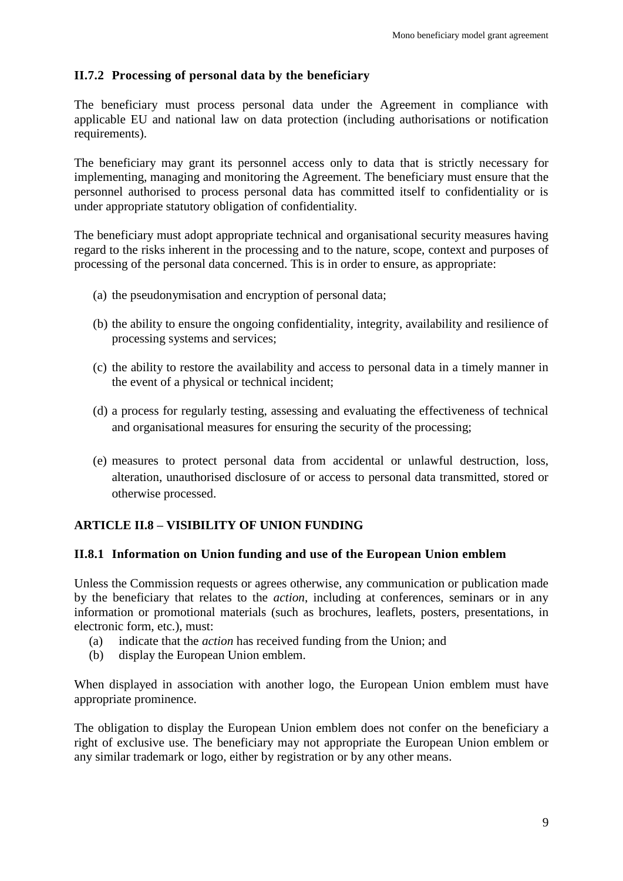### II.7.2 Processing of personal data by the beneficiary

The beneficiary must process personal data under the Agreement in compliance with applicable EU and national law on data protection (including authorisations or notification requirements).

The beneficiary may grant its personnel access only to data that is strictly necessary for implementing, managing and monitoring the Agreement. The beneficiary must ensure that the personnel authorised to process personal data has committed itself to confidentiality or is under appropriate statutory obligation of confidentiality.

The beneficiary must adopt appropriate technical and organisational security measures having regard to the risks inherent in the processing and to the nature, scope, context and purposes of processing of the personal data concerned. This is in order to ensure, as appropriate:

(a) the pseudonymisation and encryption of personal data;

(b) the ability to ensure the ongoing confidentiality, integrity, availability and resilience of processing systems and services;

(c) the ability to restore the availability and access to personal data in a timely manner in the event of a physical or technical incident;

(d) a process for regularly testing, assessing and evaluating the effectiveness of technical and organisational measures for ensuring the security of the processing;

(e) measures to protect personal data from accidental or unlawful destruction, loss, alteration, unauthorised disclosure of or access to personal data transmitted, stored or otherwise processed.

## ARTICLE II.8 – VISIBILITY OF UNION FUNDING

### II.8.1 Information on Union funding and use of the European Union emblem

Unless the Commission requests or agrees otherwise, any communication or publication made by the beneficiary that relates to the *action*, including at conferences, seminars or in any information or promotional materials (such as brochures, leaflets, posters, presentations, in electronic form, etc.), must:

(a) indicate that the *action* has received funding from the Union; and
(b) display the European Union emblem.

When displayed in association with another logo, the European Union emblem must have appropriate prominence.

The obligation to display the European Union emblem does not confer on the beneficiary a right of exclusive use. The beneficiary may not appropriate the European Union emblem or any similar trademark or logo, either by registration or by any other means.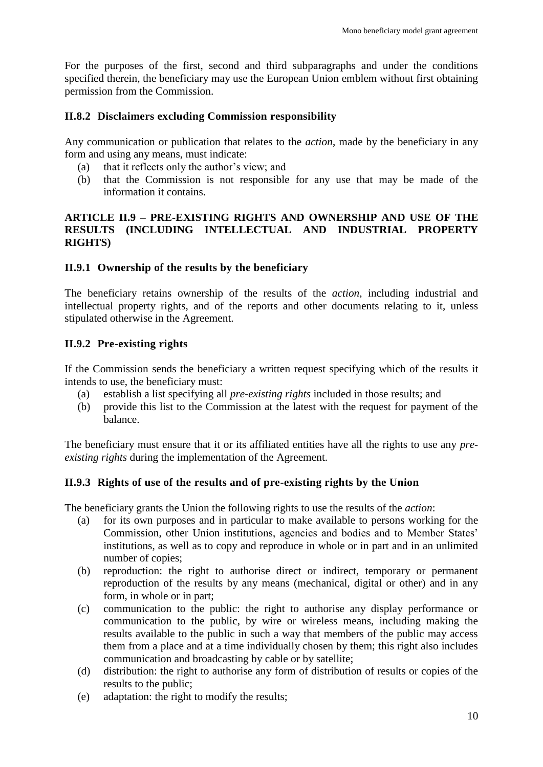For the purposes of the first, second and third subparagraphs and under the conditions specified therein, the beneficiary may use the European Union emblem without first obtaining permission from the Commission.

### II.8.2 Disclaimers excluding Commission responsibility

Any communication or publication that relates to the *action*, made by the beneficiary in any form and using any means, must indicate:

(a) that it reflects only the author's view; and

(b) that the Commission is not responsible for any use that may be made of the information it contains.

## ARTICLE II.9 – PRE-EXISTING RIGHTS AND OWNERSHIP AND USE OF THE RESULTS (INCLUDING INTELLECTUAL AND INDUSTRIAL PROPERTY RIGHTS)

### II.9.1 Ownership of the results by the beneficiary

The beneficiary retains ownership of the results of the *action*, including industrial and intellectual property rights, and of the reports and other documents relating to it, unless stipulated otherwise in the Agreement.

### II.9.2 Pre-existing rights

If the Commission sends the beneficiary a written request specifying which of the results it intends to use, the beneficiary must:

(a) establish a list specifying all *pre-existing rights* included in those results; and

(b) provide this list to the Commission at the latest with the request for payment of the balance.

The beneficiary must ensure that it or its affiliated entities have all the rights to use any *pre-existing rights* during the implementation of the Agreement.

### II.9.3 Rights of use of the results and of pre-existing rights by the Union

The beneficiary grants the Union the following rights to use the results of the *action*:

(a) for its own purposes and in particular to make available to persons working for the Commission, other Union institutions, agencies and bodies and to Member States' institutions, as well as to copy and reproduce in whole or in part and in an unlimited number of copies;

(b) reproduction: the right to authorise direct or indirect, temporary or permanent reproduction of the results by any means (mechanical, digital or other) and in any form, in whole or in part;

(c) communication to the public: the right to authorise any display performance or communication to the public, by wire or wireless means, including making the results available to the public in such a way that members of the public may access them from a place and at a time individually chosen by them; this right also includes communication and broadcasting by cable or by satellite;

(d) distribution: the right to authorise any form of distribution of results or copies of the results to the public;

(e) adaptation: the right to modify the results;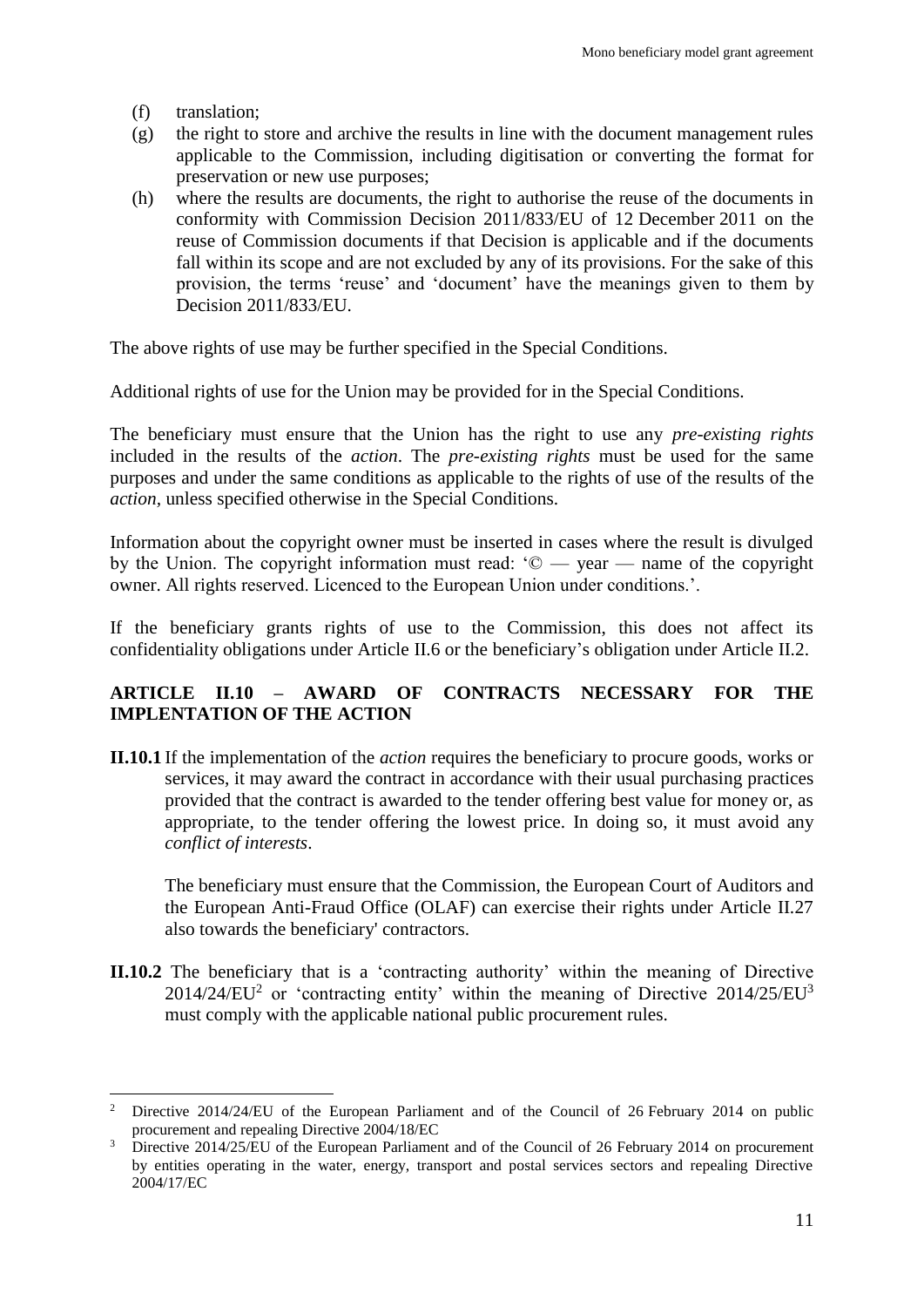(f) translation;

(g) the right to store and archive the results in line with the document management rules applicable to the Commission, including digitisation or converting the format for preservation or new use purposes;

(h) where the results are documents, the right to authorise the reuse of the documents in conformity with Commission Decision 2011/833/EU of 12 December 2011 on the reuse of Commission documents if that Decision is applicable and if the documents fall within its scope and are not excluded by any of its provisions. For the sake of this provision, the terms 'reuse' and 'document' have the meanings given to them by Decision 2011/833/EU.

The above rights of use may be further specified in the Special Conditions.

Additional rights of use for the Union may be provided for in the Special Conditions.

The beneficiary must ensure that the Union has the right to use any *pre-existing rights* included in the results of the *action*. The *pre-existing rights* must be used for the same purposes and under the same conditions as applicable to the rights of use of the results of the *action*, unless specified otherwise in the Special Conditions.

Information about the copyright owner must be inserted in cases where the result is divulged by the Union. The copyright information must read: '© — year — name of the copyright owner. All rights reserved. Licenced to the European Union under conditions.'.

If the beneficiary grants rights of use to the Commission, this does not affect its confidentiality obligations under Article II.6 or the beneficiary's obligation under Article II.2.

### ARTICLE II.10 – AWARD OF CONTRACTS NECESSARY FOR THE IMPLENTATION OF THE ACTION

**II.10.1** If the implementation of the *action* requires the beneficiary to procure goods, works or services, it may award the contract in accordance with their usual purchasing practices provided that the contract is awarded to the tender offering best value for money or, as appropriate, to the tender offering the lowest price. In doing so, it must avoid any *conflict of interests*.

The beneficiary must ensure that the Commission, the European Court of Auditors and the European Anti-Fraud Office (OLAF) can exercise their rights under Article II.27 also towards the beneficiary' contractors.

**II.10.2** The beneficiary that is a 'contracting authority' within the meaning of Directive 2014/24/EU[2] or 'contracting entity' within the meaning of Directive 2014/25/EU[3] must comply with the applicable national public procurement rules.

---

[2] Directive 2014/24/EU of the European Parliament and of the Council of 26 February 2014 on public procurement and repealing Directive 2004/18/EC

[3] Directive 2014/25/EU of the European Parliament and of the Council of 26 February 2014 on procurement by entities operating in the water, energy, transport and postal services sectors and repealing Directive 2004/17/EC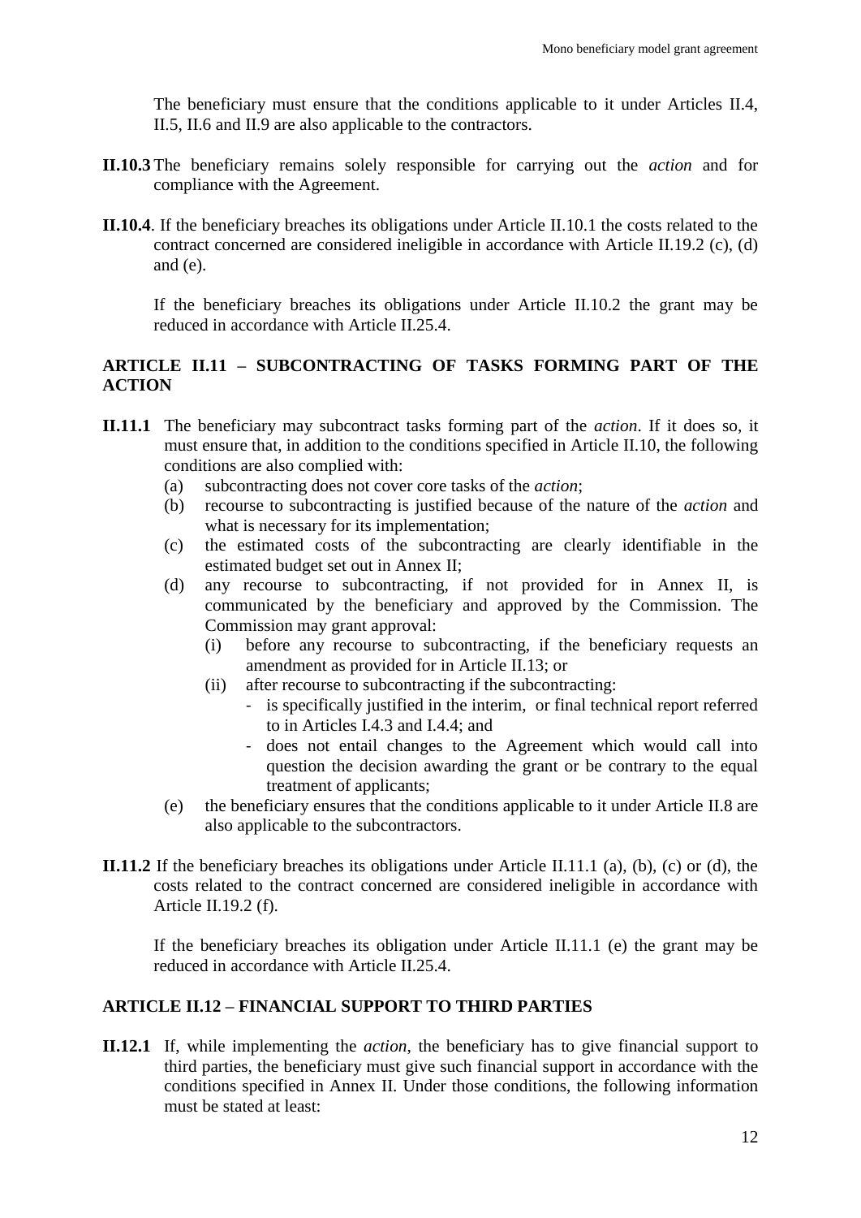The beneficiary must ensure that the conditions applicable to it under Articles II.4, II.5, II.6 and II.9 are also applicable to the contractors.

**II.10.3** The beneficiary remains solely responsible for carrying out the *action* and for compliance with the Agreement.

**II.10.4**. If the beneficiary breaches its obligations under Article II.10.1 the costs related to the contract concerned are considered ineligible in accordance with Article II.19.2 (c), (d) and (e).

If the beneficiary breaches its obligations under Article II.10.2 the grant may be reduced in accordance with Article II.25.4.

## ARTICLE II.11 – SUBCONTRACTING OF TASKS FORMING PART OF THE ACTION

**II.11.1** The beneficiary may subcontract tasks forming part of the *action*. If it does so, it must ensure that, in addition to the conditions specified in Article II.10, the following conditions are also complied with:

- (a) subcontracting does not cover core tasks of the *action*;
- (b) recourse to subcontracting is justified because of the nature of the *action* and what is necessary for its implementation;
- (c) the estimated costs of the subcontracting are clearly identifiable in the estimated budget set out in Annex II;
- (d) any recourse to subcontracting, if not provided for in Annex II, is communicated by the beneficiary and approved by the Commission. The Commission may grant approval:
  - (i) before any recourse to subcontracting, if the beneficiary requests an amendment as provided for in Article II.13; or
  - (ii) after recourse to subcontracting if the subcontracting:
    - is specifically justified in the interim, or final technical report referred to in Articles I.4.3 and I.4.4; and
    - does not entail changes to the Agreement which would call into question the decision awarding the grant or be contrary to the equal treatment of applicants;
- (e) the beneficiary ensures that the conditions applicable to it under Article II.8 are also applicable to the subcontractors.

**II.11.2** If the beneficiary breaches its obligations under Article II.11.1 (a), (b), (c) or (d), the costs related to the contract concerned are considered ineligible in accordance with Article II.19.2 (f).

If the beneficiary breaches its obligation under Article II.11.1 (e) the grant may be reduced in accordance with Article II.25.4.

## ARTICLE II.12 – FINANCIAL SUPPORT TO THIRD PARTIES

**II.12.1** If, while implementing the *action*, the beneficiary has to give financial support to third parties, the beneficiary must give such financial support in accordance with the conditions specified in Annex II. Under those conditions, the following information must be stated at least: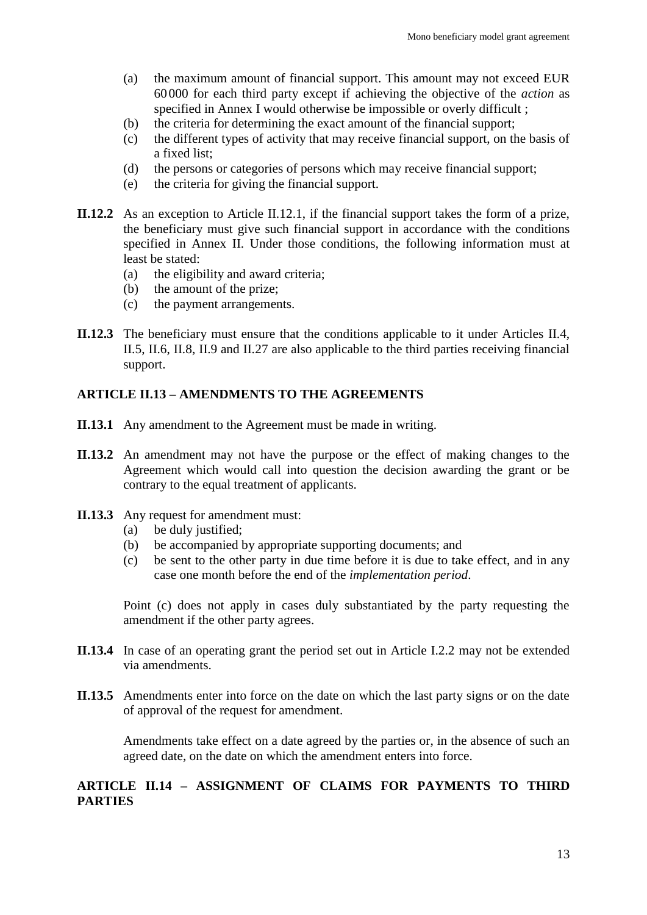(a) the maximum amount of financial support. This amount may not exceed EUR 60 000 for each third party except if achieving the objective of the *action* as specified in Annex I would otherwise be impossible or overly difficult ;
(b) the criteria for determining the exact amount of the financial support;
(c) the different types of activity that may receive financial support, on the basis of a fixed list;
(d) the persons or categories of persons which may receive financial support;
(e) the criteria for giving the financial support.

**II.12.2** As an exception to Article II.12.1, if the financial support takes the form of a prize, the beneficiary must give such financial support in accordance with the conditions specified in Annex II. Under those conditions, the following information must at least be stated:
(a) the eligibility and award criteria;
(b) the amount of the prize;
(c) the payment arrangements.

**II.12.3** The beneficiary must ensure that the conditions applicable to it under Articles II.4, II.5, II.6, II.8, II.9 and II.27 are also applicable to the third parties receiving financial support.

## ARTICLE II.13 – AMENDMENTS TO THE AGREEMENTS

**II.13.1** Any amendment to the Agreement must be made in writing.

**II.13.2** An amendment may not have the purpose or the effect of making changes to the Agreement which would call into question the decision awarding the grant or be contrary to the equal treatment of applicants.

**II.13.3** Any request for amendment must:
(a) be duly justified;
(b) be accompanied by appropriate supporting documents; and
(c) be sent to the other party in due time before it is due to take effect, and in any case one month before the end of the *implementation period*.

Point (c) does not apply in cases duly substantiated by the party requesting the amendment if the other party agrees.

**II.13.4** In case of an operating grant the period set out in Article I.2.2 may not be extended via amendments.

**II.13.5** Amendments enter into force on the date on which the last party signs or on the date of approval of the request for amendment.

Amendments take effect on a date agreed by the parties or, in the absence of such an agreed date, on the date on which the amendment enters into force.

## ARTICLE II.14 – ASSIGNMENT OF CLAIMS FOR PAYMENTS TO THIRD PARTIES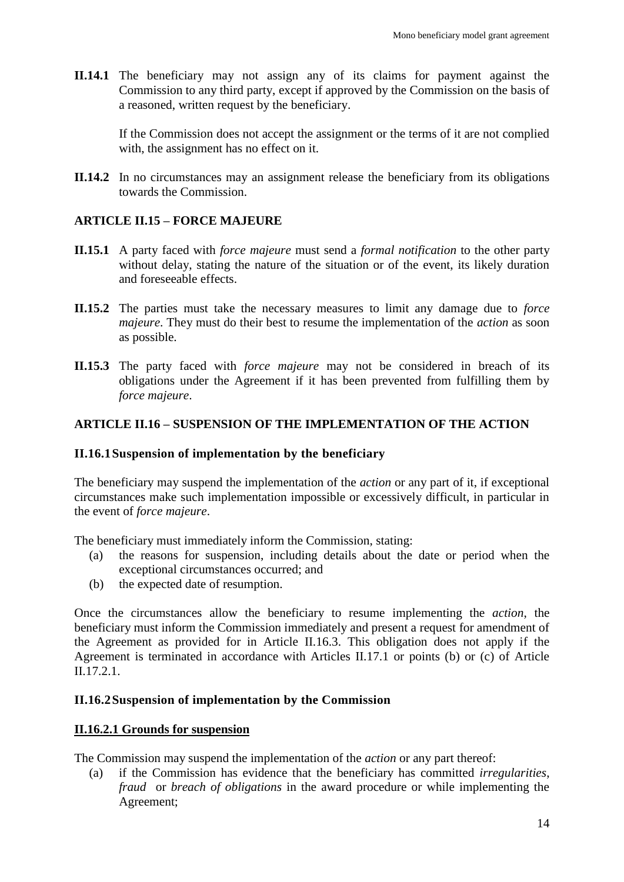**II.14.1** The beneficiary may not assign any of its claims for payment against the Commission to any third party, except if approved by the Commission on the basis of a reasoned, written request by the beneficiary.

If the Commission does not accept the assignment or the terms of it are not complied with, the assignment has no effect on it.

**II.14.2** In no circumstances may an assignment release the beneficiary from its obligations towards the Commission.

## ARTICLE II.15 – FORCE MAJEURE

**II.15.1** A party faced with *force majeure* must send a *formal notification* to the other party without delay, stating the nature of the situation or of the event, its likely duration and foreseeable effects.

**II.15.2** The parties must take the necessary measures to limit any damage due to *force majeure*. They must do their best to resume the implementation of the *action* as soon as possible.

**II.15.3** The party faced with *force majeure* may not be considered in breach of its obligations under the Agreement if it has been prevented from fulfilling them by *force majeure*.

## ARTICLE II.16 – SUSPENSION OF THE IMPLEMENTATION OF THE ACTION

### II.16.1 Suspension of implementation by the beneficiary

The beneficiary may suspend the implementation of the *action* or any part of it, if exceptional circumstances make such implementation impossible or excessively difficult, in particular in the event of *force majeure*.

The beneficiary must immediately inform the Commission, stating:

(a) the reasons for suspension, including details about the date or period when the exceptional circumstances occurred; and
(b) the expected date of resumption.

Once the circumstances allow the beneficiary to resume implementing the *action*, the beneficiary must inform the Commission immediately and present a request for amendment of the Agreement as provided for in Article II.16.3. This obligation does not apply if the Agreement is terminated in accordance with Articles II.17.1 or points (b) or (c) of Article II.17.2.1.

### II.16.2 Suspension of implementation by the Commission

#### II.16.2.1 Grounds for suspension

The Commission may suspend the implementation of the *action* or any part thereof:

(a) if the Commission has evidence that the beneficiary has committed *irregularities*, *fraud* or *breach of obligations* in the award procedure or while implementing the Agreement;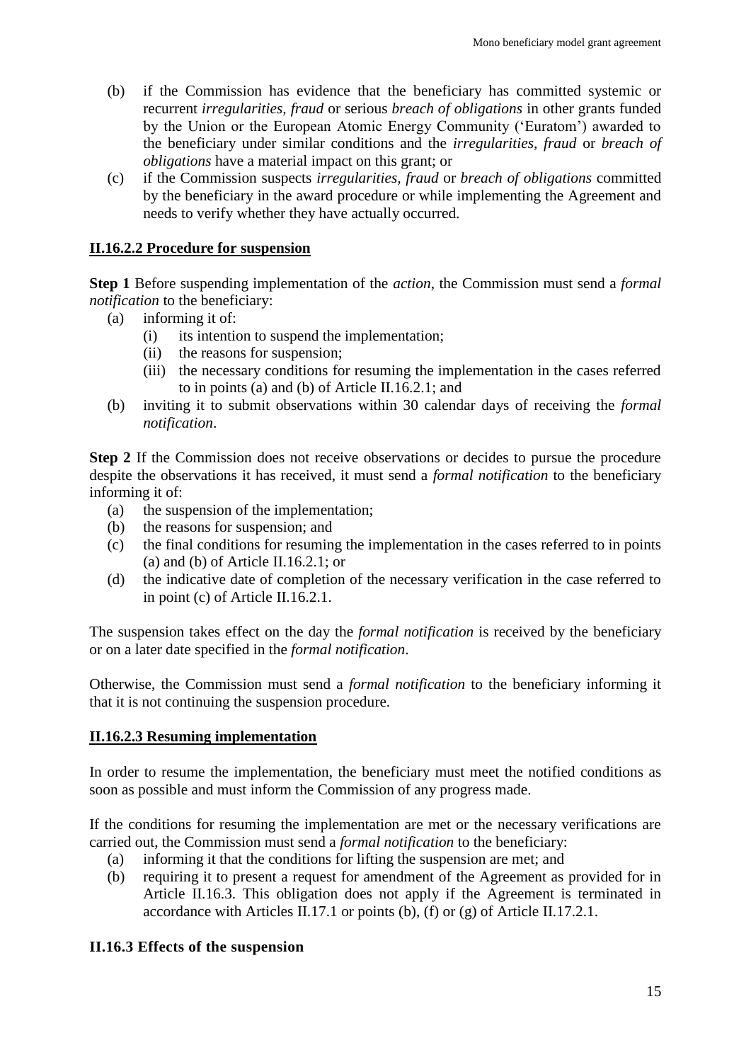(b) if the Commission has evidence that the beneficiary has committed systemic or recurrent *irregularities*, *fraud* or serious *breach of obligations* in other grants funded by the Union or the European Atomic Energy Community ('Euratom') awarded to the beneficiary under similar conditions and the *irregularities*, *fraud* or *breach of obligations* have a material impact on this grant; or

(c) if the Commission suspects *irregularities*, *fraud* or *breach of obligations* committed by the beneficiary in the award procedure or while implementing the Agreement and needs to verify whether they have actually occurred.

**II.16.2.2 Procedure for suspension**

**Step 1** Before suspending implementation of the *action*, the Commission must send a *formal notification* to the beneficiary:

- (a) informing it of:
  - (i) its intention to suspend the implementation;
  - (ii) the reasons for suspension;
  - (iii) the necessary conditions for resuming the implementation in the cases referred to in points (a) and (b) of Article II.16.2.1; and
- (b) inviting it to submit observations within 30 calendar days of receiving the *formal notification*.

**Step 2** If the Commission does not receive observations or decides to pursue the procedure despite the observations it has received, it must send a *formal notification* to the beneficiary informing it of:

- (a) the suspension of the implementation;
- (b) the reasons for suspension; and
- (c) the final conditions for resuming the implementation in the cases referred to in points (a) and (b) of Article II.16.2.1; or
- (d) the indicative date of completion of the necessary verification in the case referred to in point (c) of Article II.16.2.1.

The suspension takes effect on the day the *formal notification* is received by the beneficiary or on a later date specified in the *formal notification*.

Otherwise, the Commission must send a *formal notification* to the beneficiary informing it that it is not continuing the suspension procedure.

**II.16.2.3 Resuming implementation**

In order to resume the implementation, the beneficiary must meet the notified conditions as soon as possible and must inform the Commission of any progress made.

If the conditions for resuming the implementation are met or the necessary verifications are carried out, the Commission must send a *formal notification* to the beneficiary:

- (a) informing it that the conditions for lifting the suspension are met; and
- (b) requiring it to present a request for amendment of the Agreement as provided for in Article II.16.3. This obligation does not apply if the Agreement is terminated in accordance with Articles II.17.1 or points (b), (f) or (g) of Article II.17.2.1.

### II.16.3 Effects of the suspension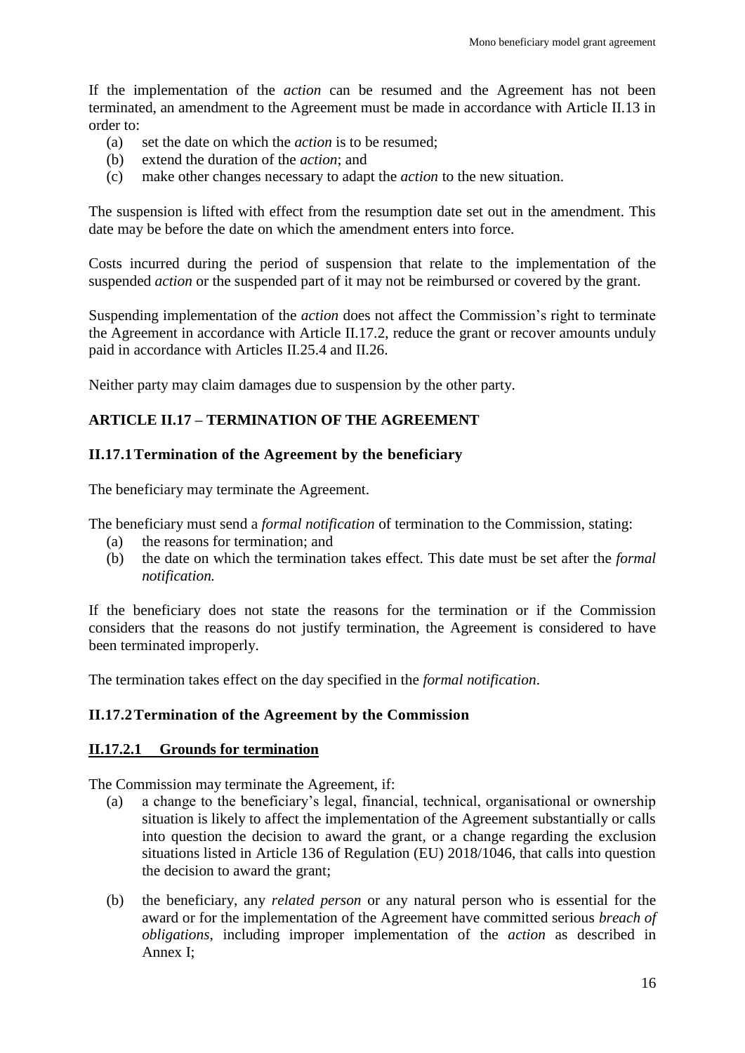If the implementation of the *action* can be resumed and the Agreement has not been terminated, an amendment to the Agreement must be made in accordance with Article II.13 in order to:

- (a) set the date on which the *action* is to be resumed;
- (b) extend the duration of the *action*; and
- (c) make other changes necessary to adapt the *action* to the new situation.

The suspension is lifted with effect from the resumption date set out in the amendment. This date may be before the date on which the amendment enters into force.

Costs incurred during the period of suspension that relate to the implementation of the suspended *action* or the suspended part of it may not be reimbursed or covered by the grant.

Suspending implementation of the *action* does not affect the Commission's right to terminate the Agreement in accordance with Article II.17.2, reduce the grant or recover amounts unduly paid in accordance with Articles II.25.4 and II.26.

Neither party may claim damages due to suspension by the other party.

## ARTICLE II.17 – TERMINATION OF THE AGREEMENT

### II.17.1 Termination of the Agreement by the beneficiary

The beneficiary may terminate the Agreement.

The beneficiary must send a *formal notification* of termination to the Commission, stating:

- (a) the reasons for termination; and
- (b) the date on which the termination takes effect. This date must be set after the *formal notification.*

If the beneficiary does not state the reasons for the termination or if the Commission considers that the reasons do not justify termination, the Agreement is considered to have been terminated improperly.

The termination takes effect on the day specified in the *formal notification*.

### II.17.2 Termination of the Agreement by the Commission

#### II.17.2.1 Grounds for termination

The Commission may terminate the Agreement, if:

- (a) a change to the beneficiary's legal, financial, technical, organisational or ownership situation is likely to affect the implementation of the Agreement substantially or calls into question the decision to award the grant, or a change regarding the exclusion situations listed in Article 136 of Regulation (EU) 2018/1046, that calls into question the decision to award the grant;
- (b) the beneficiary, any *related person* or any natural person who is essential for the award or for the implementation of the Agreement have committed serious *breach of obligations*, including improper implementation of the *action* as described in Annex I;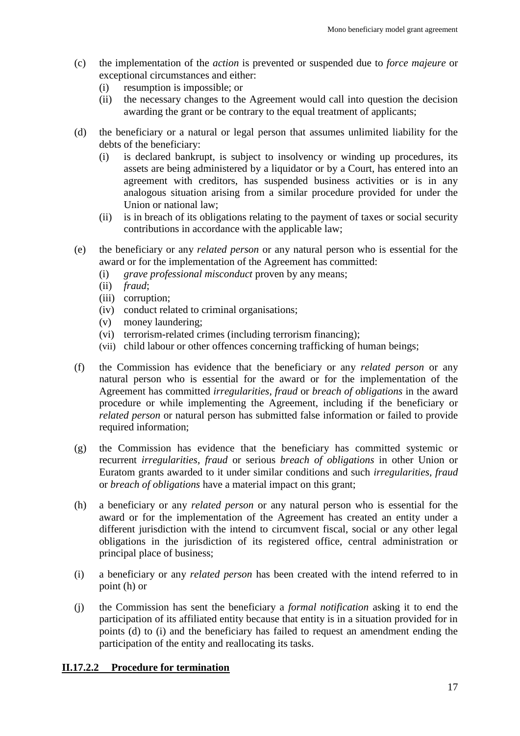(c) the implementation of the *action* is prevented or suspended due to *force majeure* or exceptional circumstances and either:
   (i) resumption is impossible; or
   (ii) the necessary changes to the Agreement would call into question the decision awarding the grant or be contrary to the equal treatment of applicants;

(d) the beneficiary or a natural or legal person that assumes unlimited liability for the debts of the beneficiary:
   (i) is declared bankrupt, is subject to insolvency or winding up procedures, its assets are being administered by a liquidator or by a Court, has entered into an agreement with creditors, has suspended business activities or is in any analogous situation arising from a similar procedure provided for under the Union or national law;
   (ii) is in breach of its obligations relating to the payment of taxes or social security contributions in accordance with the applicable law;

(e) the beneficiary or any *related person* or any natural person who is essential for the award or for the implementation of the Agreement has committed:
   (i) *grave professional misconduct* proven by any means;
   (ii) *fraud*;
   (iii) corruption;
   (iv) conduct related to criminal organisations;
   (v) money laundering;
   (vi) terrorism-related crimes (including terrorism financing);
   (vii) child labour or other offences concerning trafficking of human beings;

(f) the Commission has evidence that the beneficiary or any *related person* or any natural person who is essential for the award or for the implementation of the Agreement has committed *irregularities*, *fraud* or *breach of obligations* in the award procedure or while implementing the Agreement, including if the beneficiary or *related person* or natural person has submitted false information or failed to provide required information;

(g) the Commission has evidence that the beneficiary has committed systemic or recurrent *irregularities*, *fraud* or serious *breach of obligations* in other Union or Euratom grants awarded to it under similar conditions and such *irregularities*, *fraud* or *breach of obligations* have a material impact on this grant;

(h) a beneficiary or any *related person* or any natural person who is essential for the award or for the implementation of the Agreement has created an entity under a different jurisdiction with the intend to circumvent fiscal, social or any other legal obligations in the jurisdiction of its registered office, central administration or principal place of business;

(i) a beneficiary or any *related person* has been created with the intend referred to in point (h) or

(j) the Commission has sent the beneficiary a *formal notification* asking it to end the participation of its affiliated entity because that entity is in a situation provided for in points (d) to (i) and the beneficiary has failed to request an amendment ending the participation of the entity and reallocating its tasks.

#### II.17.2.2 Procedure for termination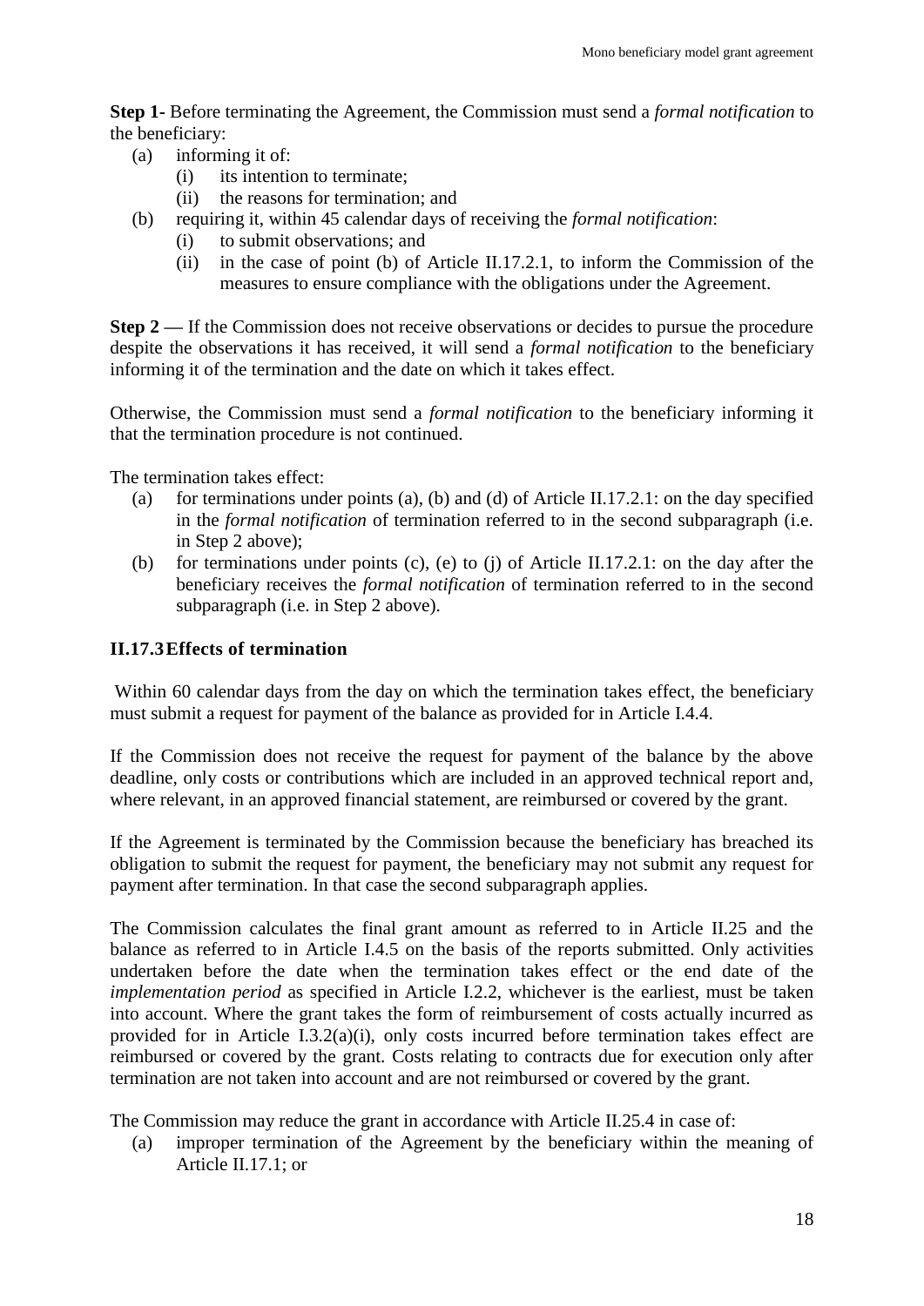**Step 1-** Before terminating the Agreement, the Commission must send a *formal notification* to the beneficiary:

- (a) informing it of:
  - (i) its intention to terminate;
  - (ii) the reasons for termination; and
- (b) requiring it, within 45 calendar days of receiving the *formal notification*:
  - (i) to submit observations; and
  - (ii) in the case of point (b) of Article II.17.2.1, to inform the Commission of the measures to ensure compliance with the obligations under the Agreement.

**Step 2 —** If the Commission does not receive observations or decides to pursue the procedure despite the observations it has received, it will send a *formal notification* to the beneficiary informing it of the termination and the date on which it takes effect.

Otherwise, the Commission must send a *formal notification* to the beneficiary informing it that the termination procedure is not continued.

The termination takes effect:

- (a) for terminations under points (a), (b) and (d) of Article II.17.2.1: on the day specified in the *formal notification* of termination referred to in the second subparagraph (i.e. in Step 2 above);
- (b) for terminations under points (c), (e) to (j) of Article II.17.2.1: on the day after the beneficiary receives the *formal notification* of termination referred to in the second subparagraph (i.e. in Step 2 above).

### II.17.3 Effects of termination

Within 60 calendar days from the day on which the termination takes effect, the beneficiary must submit a request for payment of the balance as provided for in Article I.4.4.

If the Commission does not receive the request for payment of the balance by the above deadline, only costs or contributions which are included in an approved technical report and, where relevant, in an approved financial statement, are reimbursed or covered by the grant.

If the Agreement is terminated by the Commission because the beneficiary has breached its obligation to submit the request for payment, the beneficiary may not submit any request for payment after termination. In that case the second subparagraph applies.

The Commission calculates the final grant amount as referred to in Article II.25 and the balance as referred to in Article I.4.5 on the basis of the reports submitted. Only activities undertaken before the date when the termination takes effect or the end date of the *implementation period* as specified in Article I.2.2, whichever is the earliest, must be taken into account. Where the grant takes the form of reimbursement of costs actually incurred as provided for in Article I.3.2(a)(i), only costs incurred before termination takes effect are reimbursed or covered by the grant. Costs relating to contracts due for execution only after termination are not taken into account and are not reimbursed or covered by the grant.

The Commission may reduce the grant in accordance with Article II.25.4 in case of:

- (a) improper termination of the Agreement by the beneficiary within the meaning of Article II.17.1; or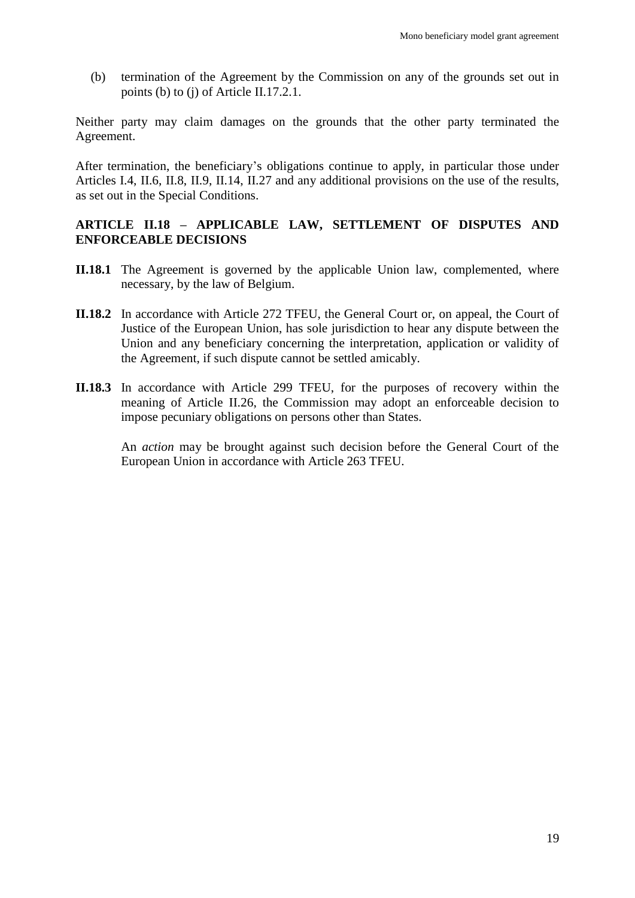(b) termination of the Agreement by the Commission on any of the grounds set out in points (b) to (j) of Article II.17.2.1.

Neither party may claim damages on the grounds that the other party terminated the Agreement.

After termination, the beneficiary's obligations continue to apply, in particular those under Articles I.4, II.6, II.8, II.9, II.14, II.27 and any additional provisions on the use of the results, as set out in the Special Conditions.

### ARTICLE II.18 – APPLICABLE LAW, SETTLEMENT OF DISPUTES AND ENFORCEABLE DECISIONS

**II.18.1** The Agreement is governed by the applicable Union law, complemented, where necessary, by the law of Belgium.

**II.18.2** In accordance with Article 272 TFEU, the General Court or, on appeal, the Court of Justice of the European Union, has sole jurisdiction to hear any dispute between the Union and any beneficiary concerning the interpretation, application or validity of the Agreement, if such dispute cannot be settled amicably.

**II.18.3** In accordance with Article 299 TFEU, for the purposes of recovery within the meaning of Article II.26, the Commission may adopt an enforceable decision to impose pecuniary obligations on persons other than States.

An *action* may be brought against such decision before the General Court of the European Union in accordance with Article 263 TFEU.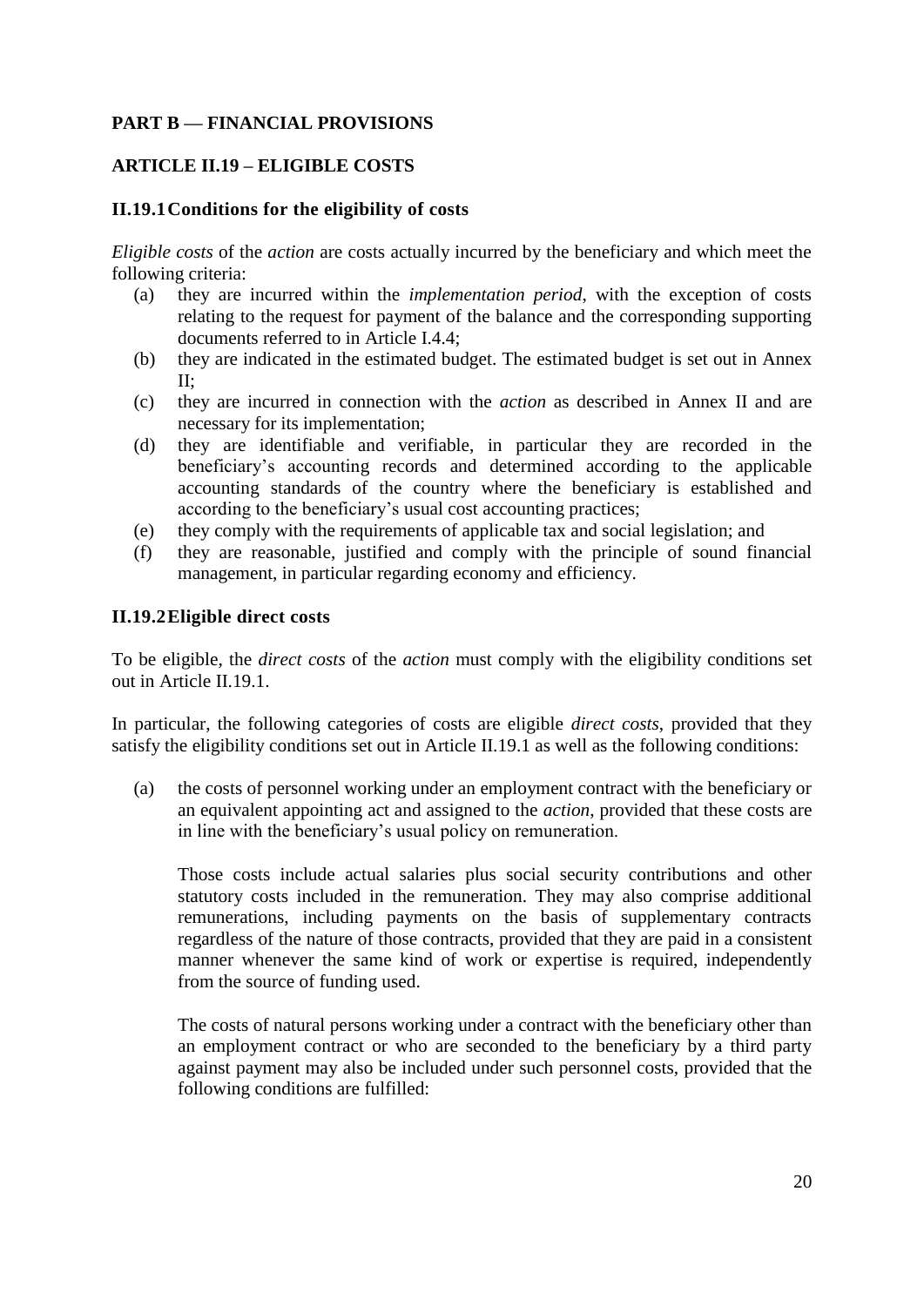## PART B — FINANCIAL PROVISIONS

### ARTICLE II.19 – ELIGIBLE COSTS

#### II.19.1 Conditions for the eligibility of costs

*Eligible costs* of the *action* are costs actually incurred by the beneficiary and which meet the following criteria:

(a) they are incurred within the *implementation period*, with the exception of costs relating to the request for payment of the balance and the corresponding supporting documents referred to in Article I.4.4;

(b) they are indicated in the estimated budget. The estimated budget is set out in Annex II;

(c) they are incurred in connection with the *action* as described in Annex II and are necessary for its implementation;

(d) they are identifiable and verifiable, in particular they are recorded in the beneficiary's accounting records and determined according to the applicable accounting standards of the country where the beneficiary is established and according to the beneficiary's usual cost accounting practices;

(e) they comply with the requirements of applicable tax and social legislation; and

(f) they are reasonable, justified and comply with the principle of sound financial management, in particular regarding economy and efficiency.

#### II.19.2 Eligible direct costs

To be eligible, the *direct costs* of the *action* must comply with the eligibility conditions set out in Article II.19.1.

In particular, the following categories of costs are eligible *direct costs*, provided that they satisfy the eligibility conditions set out in Article II.19.1 as well as the following conditions:

(a) the costs of personnel working under an employment contract with the beneficiary or an equivalent appointing act and assigned to the *action*, provided that these costs are in line with the beneficiary's usual policy on remuneration.

Those costs include actual salaries plus social security contributions and other statutory costs included in the remuneration. They may also comprise additional remunerations, including payments on the basis of supplementary contracts regardless of the nature of those contracts, provided that they are paid in a consistent manner whenever the same kind of work or expertise is required, independently from the source of funding used.

The costs of natural persons working under a contract with the beneficiary other than an employment contract or who are seconded to the beneficiary by a third party against payment may also be included under such personnel costs, provided that the following conditions are fulfilled: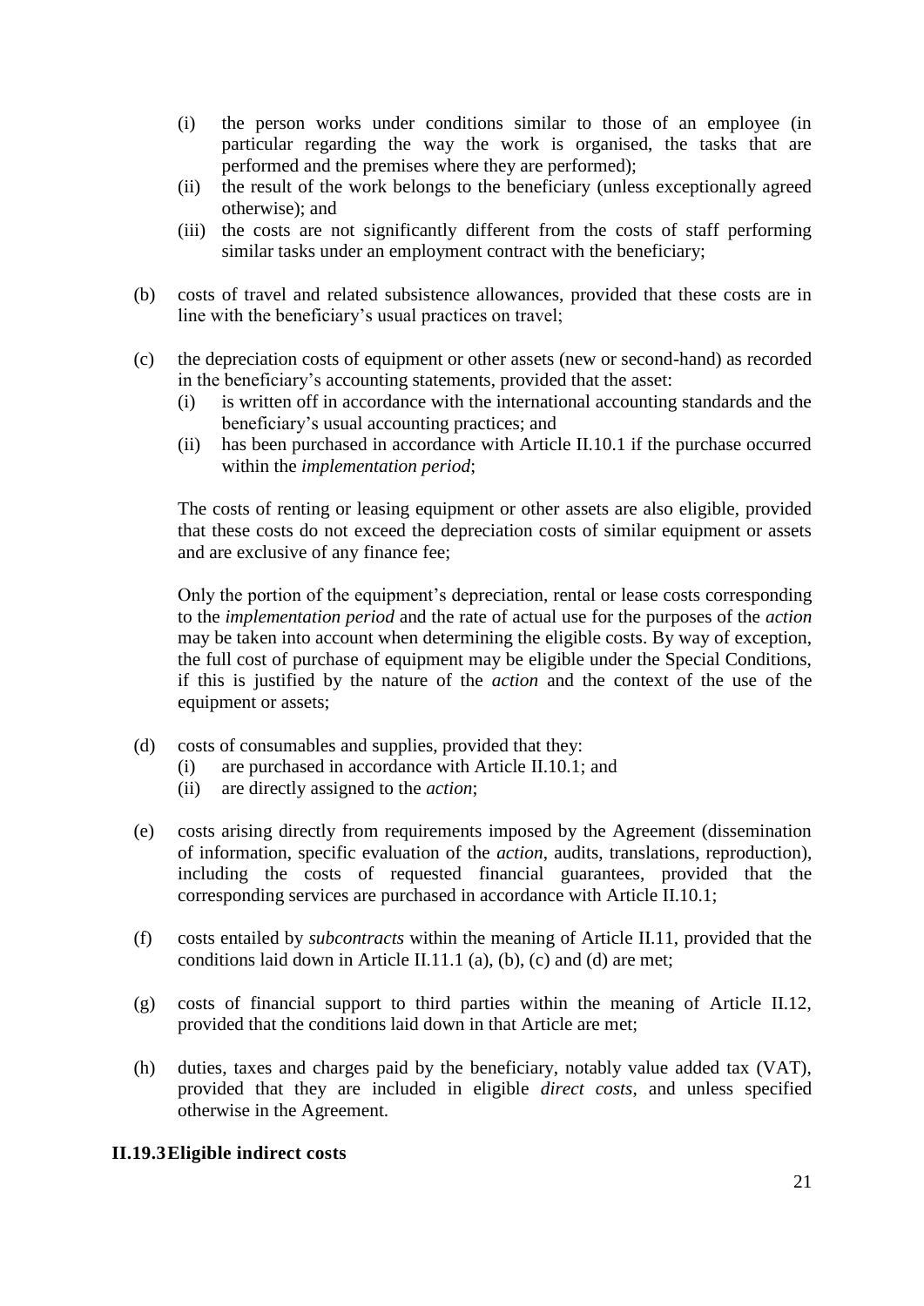- (i) the person works under conditions similar to those of an employee (in particular regarding the way the work is organised, the tasks that are performed and the premises where they are performed);
   - (ii) the result of the work belongs to the beneficiary (unless exceptionally agreed otherwise); and
   - (iii) the costs are not significantly different from the costs of staff performing similar tasks under an employment contract with the beneficiary;

(b) costs of travel and related subsistence allowances, provided that these costs are in line with the beneficiary's usual practices on travel;

(c) the depreciation costs of equipment or other assets (new or second-hand) as recorded in the beneficiary's accounting statements, provided that the asset:
   - (i) is written off in accordance with the international accounting standards and the beneficiary's usual accounting practices; and
   - (ii) has been purchased in accordance with Article II.10.1 if the purchase occurred within the *implementation period*;

   The costs of renting or leasing equipment or other assets are also eligible, provided that these costs do not exceed the depreciation costs of similar equipment or assets and are exclusive of any finance fee;

   Only the portion of the equipment's depreciation, rental or lease costs corresponding to the *implementation period* and the rate of actual use for the purposes of the *action* may be taken into account when determining the eligible costs. By way of exception, the full cost of purchase of equipment may be eligible under the Special Conditions, if this is justified by the nature of the *action* and the context of the use of the equipment or assets;

(d) costs of consumables and supplies, provided that they:
   - (i) are purchased in accordance with Article II.10.1; and
   - (ii) are directly assigned to the *action*;

(e) costs arising directly from requirements imposed by the Agreement (dissemination of information, specific evaluation of the *action*, audits, translations, reproduction), including the costs of requested financial guarantees, provided that the corresponding services are purchased in accordance with Article II.10.1;

(f) costs entailed by *subcontracts* within the meaning of Article II.11, provided that the conditions laid down in Article II.11.1 (a), (b), (c) and (d) are met;

(g) costs of financial support to third parties within the meaning of Article II.12, provided that the conditions laid down in that Article are met;

(h) duties, taxes and charges paid by the beneficiary, notably value added tax (VAT), provided that they are included in eligible *direct costs*, and unless specified otherwise in the Agreement.

### II.19.3 Eligible indirect costs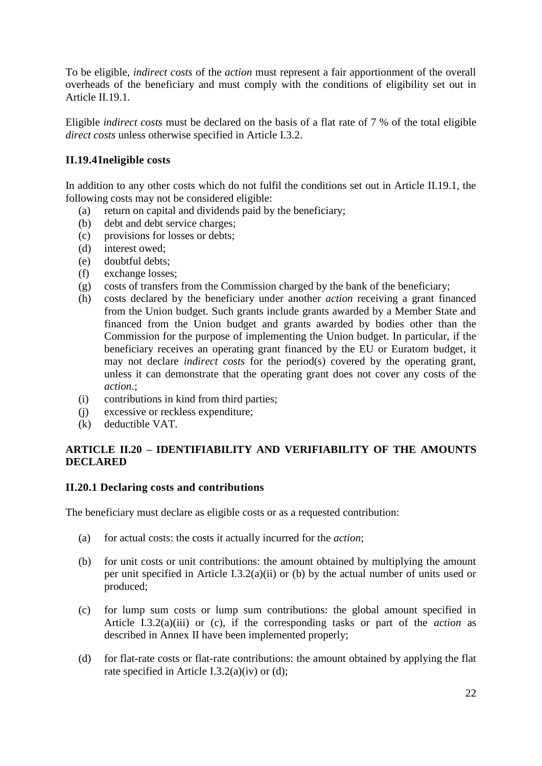To be eligible, *indirect costs* of the *action* must represent a fair apportionment of the overall overheads of the beneficiary and must comply with the conditions of eligibility set out in Article II.19.1.

Eligible *indirect costs* must be declared on the basis of a flat rate of 7 % of the total eligible *direct costs* unless otherwise specified in Article I.3.2.

### II.19.4 Ineligible costs

In addition to any other costs which do not fulfil the conditions set out in Article II.19.1, the following costs may not be considered eligible:

(a) return on capital and dividends paid by the beneficiary;
(b) debt and debt service charges;
(c) provisions for losses or debts;
(d) interest owed;
(e) doubtful debts;
(f) exchange losses;
(g) costs of transfers from the Commission charged by the bank of the beneficiary;
(h) costs declared by the beneficiary under another *action* receiving a grant financed from the Union budget. Such grants include grants awarded by a Member State and financed from the Union budget and grants awarded by bodies other than the Commission for the purpose of implementing the Union budget. In particular, if the beneficiary receives an operating grant financed by the EU or Euratom budget, it may not declare *indirect costs* for the period(s) covered by the operating grant, unless it can demonstrate that the operating grant does not cover any costs of the *action*.;
(i) contributions in kind from third parties;
(j) excessive or reckless expenditure;
(k) deductible VAT.

## ARTICLE II.20 – IDENTIFIABILITY AND VERIFIABILITY OF THE AMOUNTS DECLARED

### II.20.1 Declaring costs and contributions

The beneficiary must declare as eligible costs or as a requested contribution:

(a) for actual costs: the costs it actually incurred for the *action*;

(b) for unit costs or unit contributions: the amount obtained by multiplying the amount per unit specified in Article I.3.2(a)(ii) or (b) by the actual number of units used or produced;

(c) for lump sum costs or lump sum contributions: the global amount specified in Article I.3.2(a)(iii) or (c), if the corresponding tasks or part of the *action* as described in Annex II have been implemented properly;

(d) for flat-rate costs or flat-rate contributions: the amount obtained by applying the flat rate specified in Article I.3.2(a)(iv) or (d);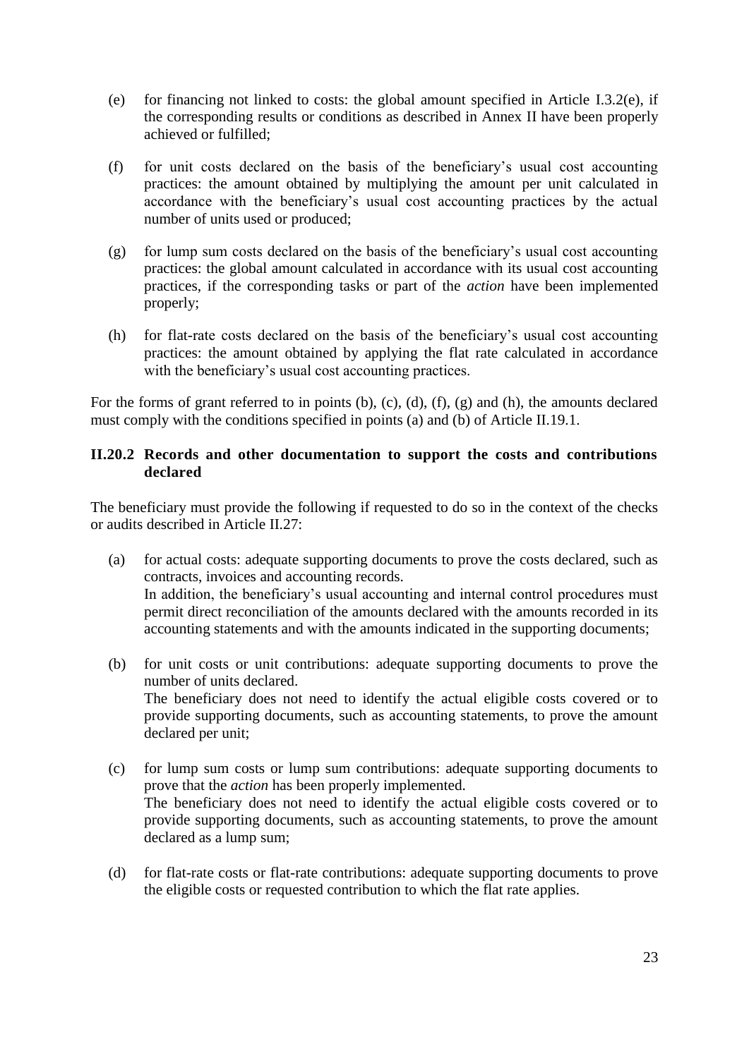(e) for financing not linked to costs: the global amount specified in Article I.3.2(e), if the corresponding results or conditions as described in Annex II have been properly achieved or fulfilled;

(f) for unit costs declared on the basis of the beneficiary's usual cost accounting practices: the amount obtained by multiplying the amount per unit calculated in accordance with the beneficiary's usual cost accounting practices by the actual number of units used or produced;

(g) for lump sum costs declared on the basis of the beneficiary's usual cost accounting practices: the global amount calculated in accordance with its usual cost accounting practices, if the corresponding tasks or part of the *action* have been implemented properly;

(h) for flat-rate costs declared on the basis of the beneficiary's usual cost accounting practices: the amount obtained by applying the flat rate calculated in accordance with the beneficiary's usual cost accounting practices.

For the forms of grant referred to in points (b), (c), (d), (f), (g) and (h), the amounts declared must comply with the conditions specified in points (a) and (b) of Article II.19.1.

### II.20.2 Records and other documentation to support the costs and contributions declared

The beneficiary must provide the following if requested to do so in the context of the checks or audits described in Article II.27:

(a) for actual costs: adequate supporting documents to prove the costs declared, such as contracts, invoices and accounting records.
In addition, the beneficiary's usual accounting and internal control procedures must permit direct reconciliation of the amounts declared with the amounts recorded in its accounting statements and with the amounts indicated in the supporting documents;

(b) for unit costs or unit contributions: adequate supporting documents to prove the number of units declared.
The beneficiary does not need to identify the actual eligible costs covered or to provide supporting documents, such as accounting statements, to prove the amount declared per unit;

(c) for lump sum costs or lump sum contributions: adequate supporting documents to prove that the *action* has been properly implemented.
The beneficiary does not need to identify the actual eligible costs covered or to provide supporting documents, such as accounting statements, to prove the amount declared as a lump sum;

(d) for flat-rate costs or flat-rate contributions: adequate supporting documents to prove the eligible costs or requested contribution to which the flat rate applies.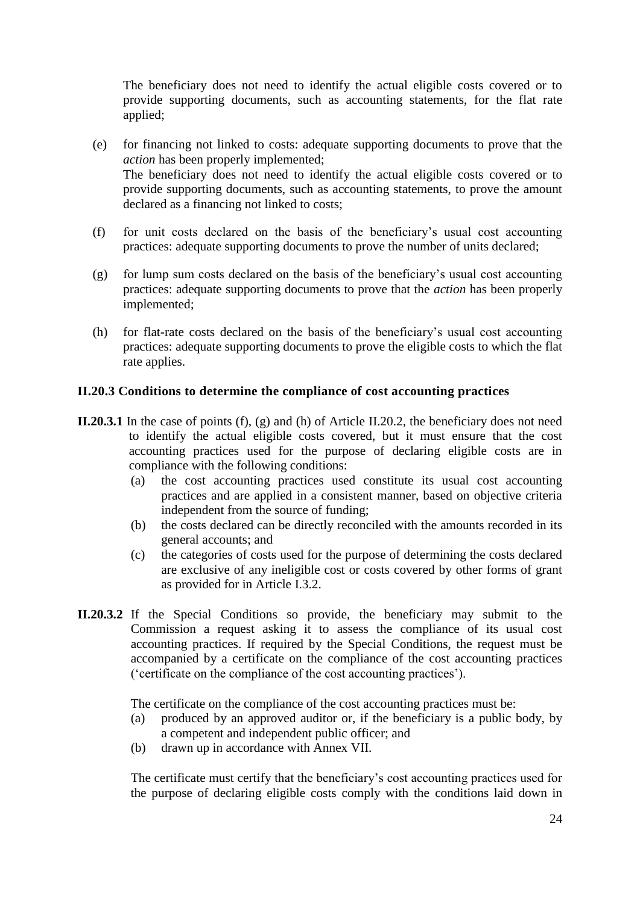The beneficiary does not need to identify the actual eligible costs covered or to provide supporting documents, such as accounting statements, for the flat rate applied;

(e) for financing not linked to costs: adequate supporting documents to prove that the *action* has been properly implemented;
The beneficiary does not need to identify the actual eligible costs covered or to provide supporting documents, such as accounting statements, to prove the amount declared as a financing not linked to costs;

(f) for unit costs declared on the basis of the beneficiary's usual cost accounting practices: adequate supporting documents to prove the number of units declared;

(g) for lump sum costs declared on the basis of the beneficiary's usual cost accounting practices: adequate supporting documents to prove that the *action* has been properly implemented;

(h) for flat-rate costs declared on the basis of the beneficiary's usual cost accounting practices: adequate supporting documents to prove the eligible costs to which the flat rate applies.

### II.20.3 Conditions to determine the compliance of cost accounting practices

**II.20.3.1** In the case of points (f), (g) and (h) of Article II.20.2, the beneficiary does not need to identify the actual eligible costs covered, but it must ensure that the cost accounting practices used for the purpose of declaring eligible costs are in compliance with the following conditions:

(a) the cost accounting practices used constitute its usual cost accounting practices and are applied in a consistent manner, based on objective criteria independent from the source of funding;
(b) the costs declared can be directly reconciled with the amounts recorded in its general accounts; and
(c) the categories of costs used for the purpose of determining the costs declared are exclusive of any ineligible cost or costs covered by other forms of grant as provided for in Article I.3.2.

**II.20.3.2** If the Special Conditions so provide, the beneficiary may submit to the Commission a request asking it to assess the compliance of its usual cost accounting practices. If required by the Special Conditions, the request must be accompanied by a certificate on the compliance of the cost accounting practices ('certificate on the compliance of the cost accounting practices').

The certificate on the compliance of the cost accounting practices must be:

(a) produced by an approved auditor or, if the beneficiary is a public body, by a competent and independent public officer; and
(b) drawn up in accordance with Annex VII.

The certificate must certify that the beneficiary's cost accounting practices used for the purpose of declaring eligible costs comply with the conditions laid down in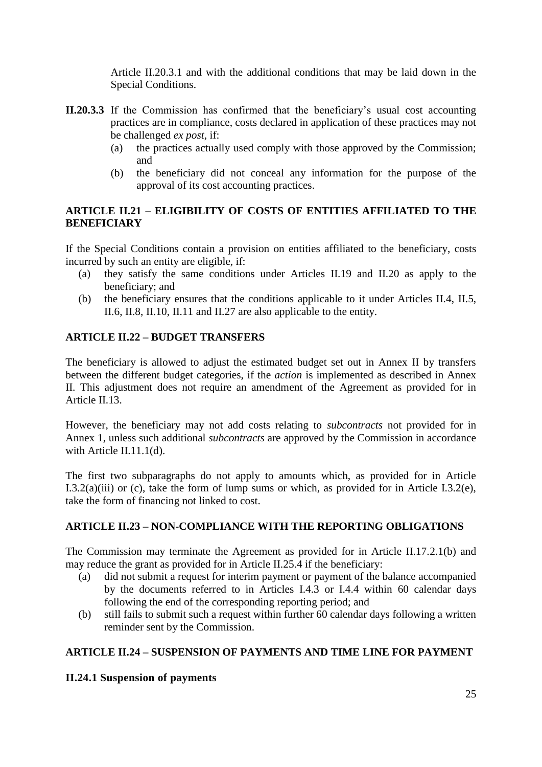Article II.20.3.1 and with the additional conditions that may be laid down in the Special Conditions.

**II.20.3.3** If the Commission has confirmed that the beneficiary's usual cost accounting practices are in compliance, costs declared in application of these practices may not be challenged *ex post*, if:

(a) the practices actually used comply with those approved by the Commission; and

(b) the beneficiary did not conceal any information for the purpose of the approval of its cost accounting practices.

## ARTICLE II.21 – ELIGIBILITY OF COSTS OF ENTITIES AFFILIATED TO THE BENEFICIARY

If the Special Conditions contain a provision on entities affiliated to the beneficiary, costs incurred by such an entity are eligible, if:

(a) they satisfy the same conditions under Articles II.19 and II.20 as apply to the beneficiary; and

(b) the beneficiary ensures that the conditions applicable to it under Articles II.4, II.5, II.6, II.8, II.10, II.11 and II.27 are also applicable to the entity.

## ARTICLE II.22 – BUDGET TRANSFERS

The beneficiary is allowed to adjust the estimated budget set out in Annex II by transfers between the different budget categories, if the *action* is implemented as described in Annex II. This adjustment does not require an amendment of the Agreement as provided for in Article II.13.

However, the beneficiary may not add costs relating to *subcontracts* not provided for in Annex 1, unless such additional *subcontracts* are approved by the Commission in accordance with Article II.11.1(d).

The first two subparagraphs do not apply to amounts which, as provided for in Article I.3.2(a)(iii) or (c), take the form of lump sums or which, as provided for in Article I.3.2(e), take the form of financing not linked to cost.

## ARTICLE II.23 – NON-COMPLIANCE WITH THE REPORTING OBLIGATIONS

The Commission may terminate the Agreement as provided for in Article II.17.2.1(b) and may reduce the grant as provided for in Article II.25.4 if the beneficiary:

(a) did not submit a request for interim payment or payment of the balance accompanied by the documents referred to in Articles I.4.3 or I.4.4 within 60 calendar days following the end of the corresponding reporting period; and

(b) still fails to submit such a request within further 60 calendar days following a written reminder sent by the Commission.

## ARTICLE II.24 – SUSPENSION OF PAYMENTS AND TIME LINE FOR PAYMENT

### II.24.1 Suspension of payments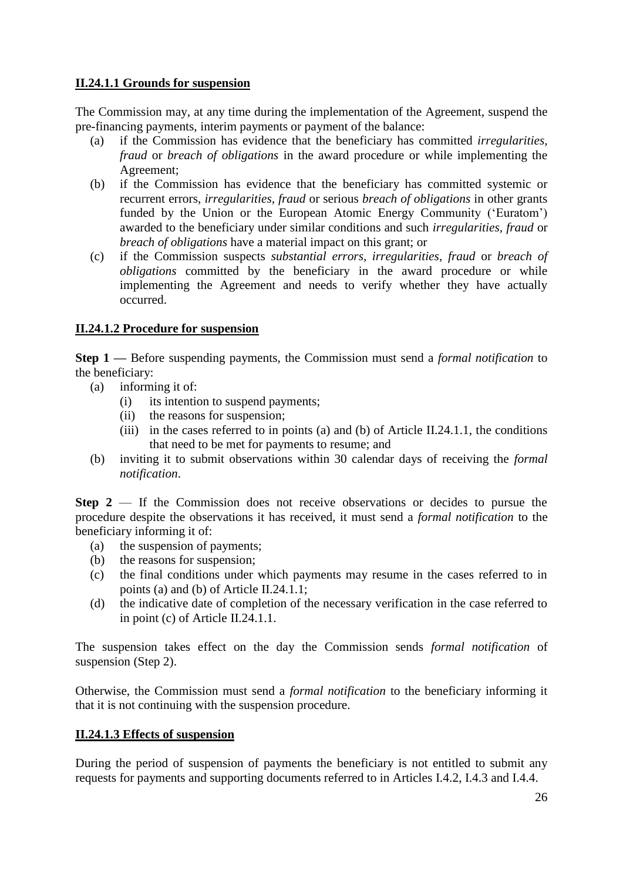### **II.24.1.1 Grounds for suspension**

The Commission may, at any time during the implementation of the Agreement, suspend the pre-financing payments, interim payments or payment of the balance:

- (a) if the Commission has evidence that the beneficiary has committed *irregularities*, *fraud* or *breach of obligations* in the award procedure or while implementing the Agreement;
- (b) if the Commission has evidence that the beneficiary has committed systemic or recurrent errors, *irregularities*, *fraud* or serious *breach of obligations* in other grants funded by the Union or the European Atomic Energy Community ('Euratom') awarded to the beneficiary under similar conditions and such *irregularities*, *fraud* or *breach of obligations* have a material impact on this grant; or
- (c) if the Commission suspects *substantial errors*, *irregularities*, *fraud* or *breach of obligations* committed by the beneficiary in the award procedure or while implementing the Agreement and needs to verify whether they have actually occurred.

### **II.24.1.2 Procedure for suspension**

**Step 1 —** Before suspending payments, the Commission must send a *formal notification* to the beneficiary:

- (a) informing it of:
  - (i) its intention to suspend payments;
  - (ii) the reasons for suspension;
  - (iii) in the cases referred to in points (a) and (b) of Article II.24.1.1, the conditions that need to be met for payments to resume; and
- (b) inviting it to submit observations within 30 calendar days of receiving the *formal notification*.

**Step 2** — If the Commission does not receive observations or decides to pursue the procedure despite the observations it has received, it must send a *formal notification* to the beneficiary informing it of:

- (a) the suspension of payments;
- (b) the reasons for suspension;
- (c) the final conditions under which payments may resume in the cases referred to in points (a) and (b) of Article II.24.1.1;
- (d) the indicative date of completion of the necessary verification in the case referred to in point (c) of Article II.24.1.1.

The suspension takes effect on the day the Commission sends *formal notification* of suspension (Step 2).

Otherwise, the Commission must send a *formal notification* to the beneficiary informing it that it is not continuing with the suspension procedure.

### **II.24.1.3 Effects of suspension**

During the period of suspension of payments the beneficiary is not entitled to submit any requests for payments and supporting documents referred to in Articles I.4.2, I.4.3 and I.4.4.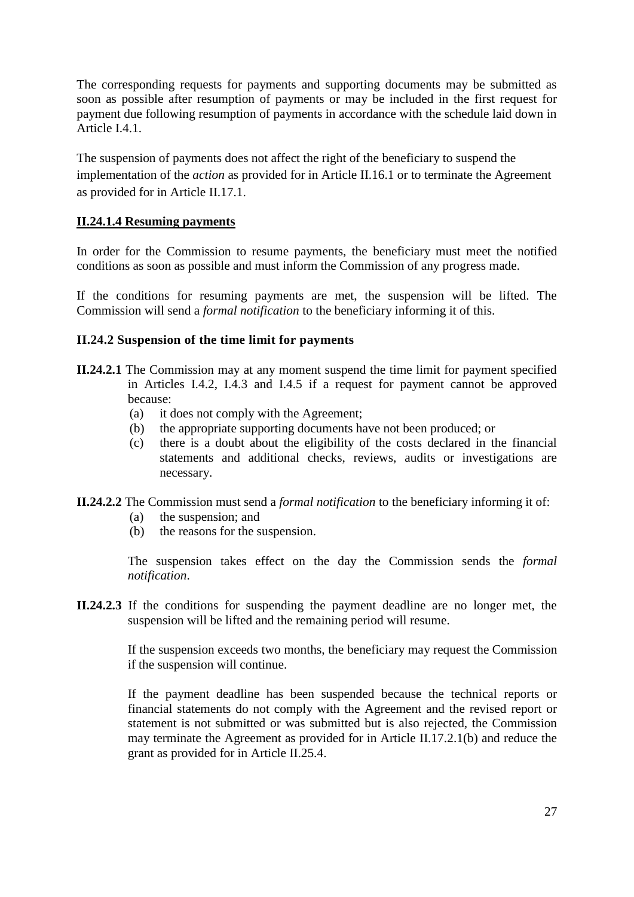The corresponding requests for payments and supporting documents may be submitted as soon as possible after resumption of payments or may be included in the first request for payment due following resumption of payments in accordance with the schedule laid down in Article I.4.1.

The suspension of payments does not affect the right of the beneficiary to suspend the implementation of the *action* as provided for in Article II.16.1 or to terminate the Agreement as provided for in Article II.17.1.

#### II.24.1.4 Resuming payments

In order for the Commission to resume payments, the beneficiary must meet the notified conditions as soon as possible and must inform the Commission of any progress made.

If the conditions for resuming payments are met, the suspension will be lifted. The Commission will send a *formal notification* to the beneficiary informing it of this.

### II.24.2 Suspension of the time limit for payments

**II.24.2.1** The Commission may at any moment suspend the time limit for payment specified in Articles I.4.2, I.4.3 and I.4.5 if a request for payment cannot be approved because:

(a) it does not comply with the Agreement;
(b) the appropriate supporting documents have not been produced; or
(c) there is a doubt about the eligibility of the costs declared in the financial statements and additional checks, reviews, audits or investigations are necessary.

**II.24.2.2** The Commission must send a *formal notification* to the beneficiary informing it of:

(a) the suspension; and
(b) the reasons for the suspension.

The suspension takes effect on the day the Commission sends the *formal notification*.

**II.24.2.3** If the conditions for suspending the payment deadline are no longer met, the suspension will be lifted and the remaining period will resume.

If the suspension exceeds two months, the beneficiary may request the Commission if the suspension will continue.

If the payment deadline has been suspended because the technical reports or financial statements do not comply with the Agreement and the revised report or statement is not submitted or was submitted but is also rejected, the Commission may terminate the Agreement as provided for in Article II.17.2.1(b) and reduce the grant as provided for in Article II.25.4.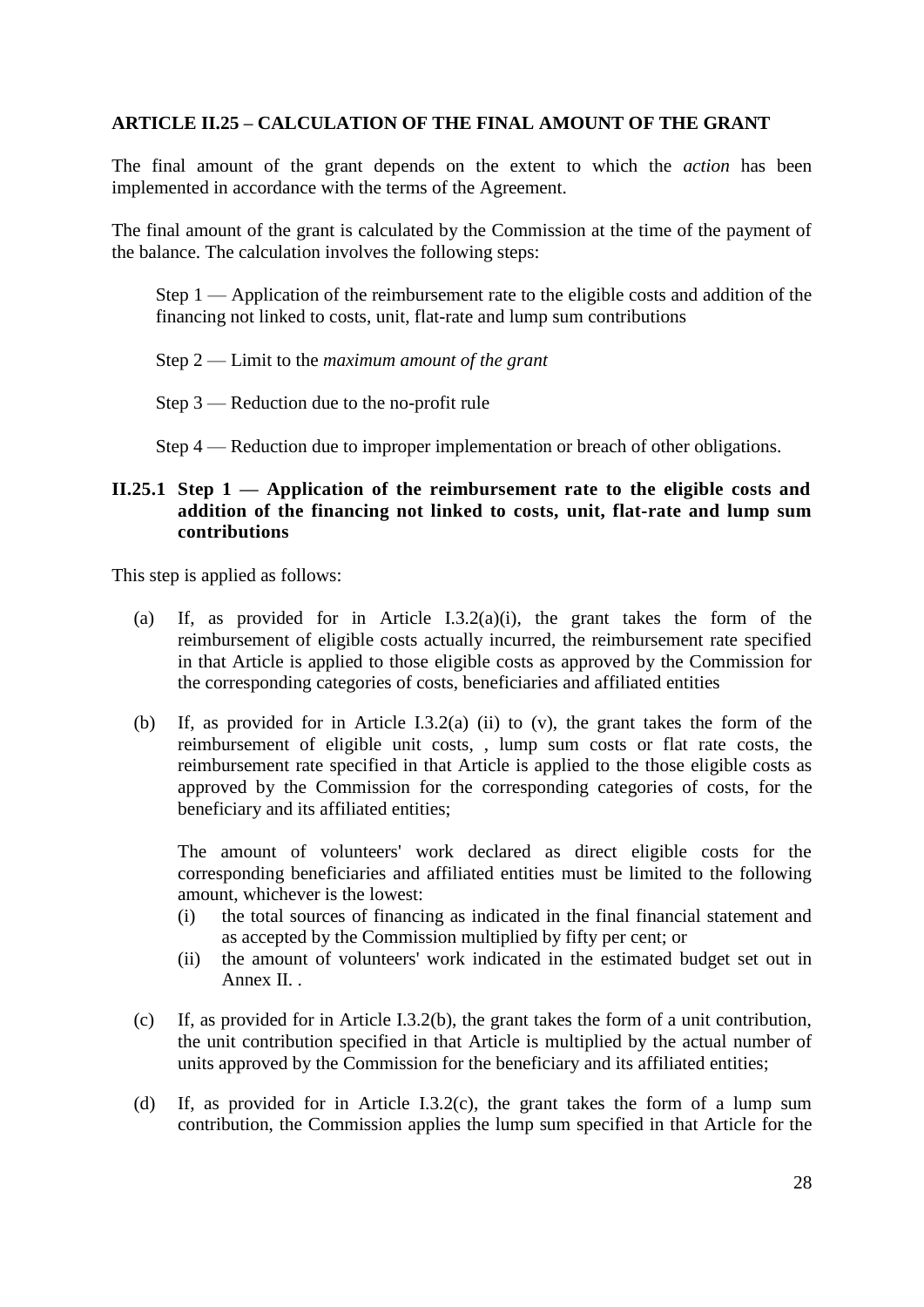**ARTICLE II.25 – CALCULATION OF THE FINAL AMOUNT OF THE GRANT**

The final amount of the grant depends on the extent to which the *action* has been implemented in accordance with the terms of the Agreement.

The final amount of the grant is calculated by the Commission at the time of the payment of the balance. The calculation involves the following steps:

Step 1 — Application of the reimbursement rate to the eligible costs and addition of the financing not linked to costs, unit, flat-rate and lump sum contributions

Step 2 — Limit to the *maximum amount of the grant*

Step 3 — Reduction due to the no-profit rule

Step 4 — Reduction due to improper implementation or breach of other obligations.

**II.25.1 Step 1 — Application of the reimbursement rate to the eligible costs and addition of the financing not linked to costs, unit, flat-rate and lump sum contributions**

This step is applied as follows:

(a) If, as provided for in Article I.3.2(a)(i), the grant takes the form of the reimbursement of eligible costs actually incurred, the reimbursement rate specified in that Article is applied to those eligible costs as approved by the Commission for the corresponding categories of costs, beneficiaries and affiliated entities

(b) If, as provided for in Article I.3.2(a) (ii) to (v), the grant takes the form of the reimbursement of eligible unit costs, , lump sum costs or flat rate costs, the reimbursement rate specified in that Article is applied to the those eligible costs as approved by the Commission for the corresponding categories of costs, for the beneficiary and its affiliated entities;

The amount of volunteers' work declared as direct eligible costs for the corresponding beneficiaries and affiliated entities must be limited to the following amount, whichever is the lowest:

(i) the total sources of financing as indicated in the final financial statement and as accepted by the Commission multiplied by fifty per cent; or

(ii) the amount of volunteers' work indicated in the estimated budget set out in Annex II. .

(c) If, as provided for in Article I.3.2(b), the grant takes the form of a unit contribution, the unit contribution specified in that Article is multiplied by the actual number of units approved by the Commission for the beneficiary and its affiliated entities;

(d) If, as provided for in Article I.3.2(c), the grant takes the form of a lump sum contribution, the Commission applies the lump sum specified in that Article for the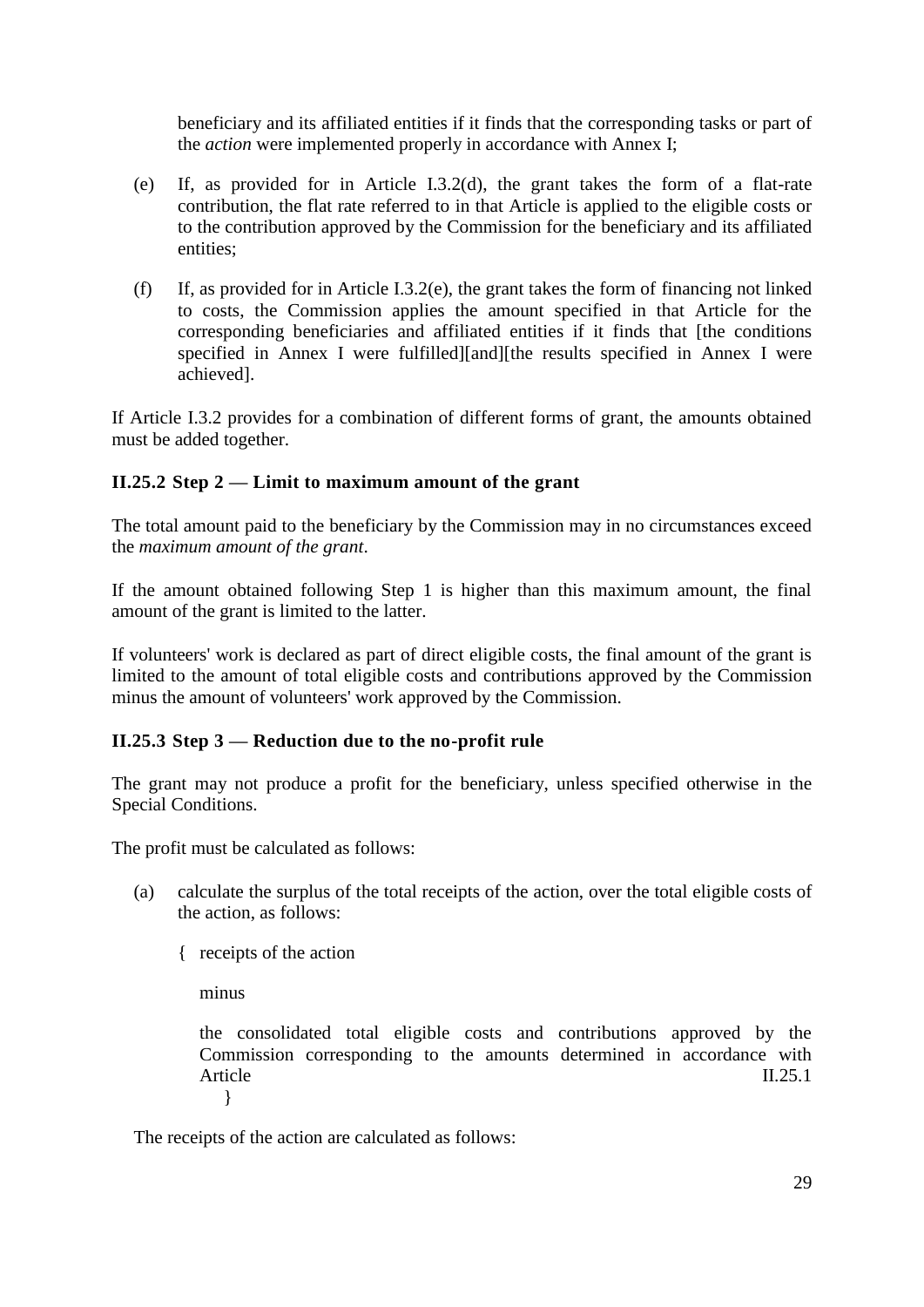beneficiary and its affiliated entities if it finds that the corresponding tasks or part of the *action* were implemented properly in accordance with Annex I;

(e) If, as provided for in Article I.3.2(d), the grant takes the form of a flat-rate contribution, the flat rate referred to in that Article is applied to the eligible costs or to the contribution approved by the Commission for the beneficiary and its affiliated entities;

(f) If, as provided for in Article I.3.2(e), the grant takes the form of financing not linked to costs, the Commission applies the amount specified in that Article for the corresponding beneficiaries and affiliated entities if it finds that [the conditions specified in Annex I were fulfilled][and][the results specified in Annex I were achieved].

If Article I.3.2 provides for a combination of different forms of grant, the amounts obtained must be added together.

**II.25.2 Step 2 — Limit to maximum amount of the grant**

The total amount paid to the beneficiary by the Commission may in no circumstances exceed the *maximum amount of the grant*.

If the amount obtained following Step 1 is higher than this maximum amount, the final amount of the grant is limited to the latter.

If volunteers' work is declared as part of direct eligible costs, the final amount of the grant is limited to the amount of total eligible costs and contributions approved by the Commission minus the amount of volunteers' work approved by the Commission.

**II.25.3 Step 3 — Reduction due to the no-profit rule**

The grant may not produce a profit for the beneficiary, unless specified otherwise in the Special Conditions.

The profit must be calculated as follows:

(a) calculate the surplus of the total receipts of the action, over the total eligible costs of the action, as follows:

{ receipts of the action

minus

the consolidated total eligible costs and contributions approved by the Commission corresponding to the amounts determined in accordance with Article II.25.1
}

The receipts of the action are calculated as follows: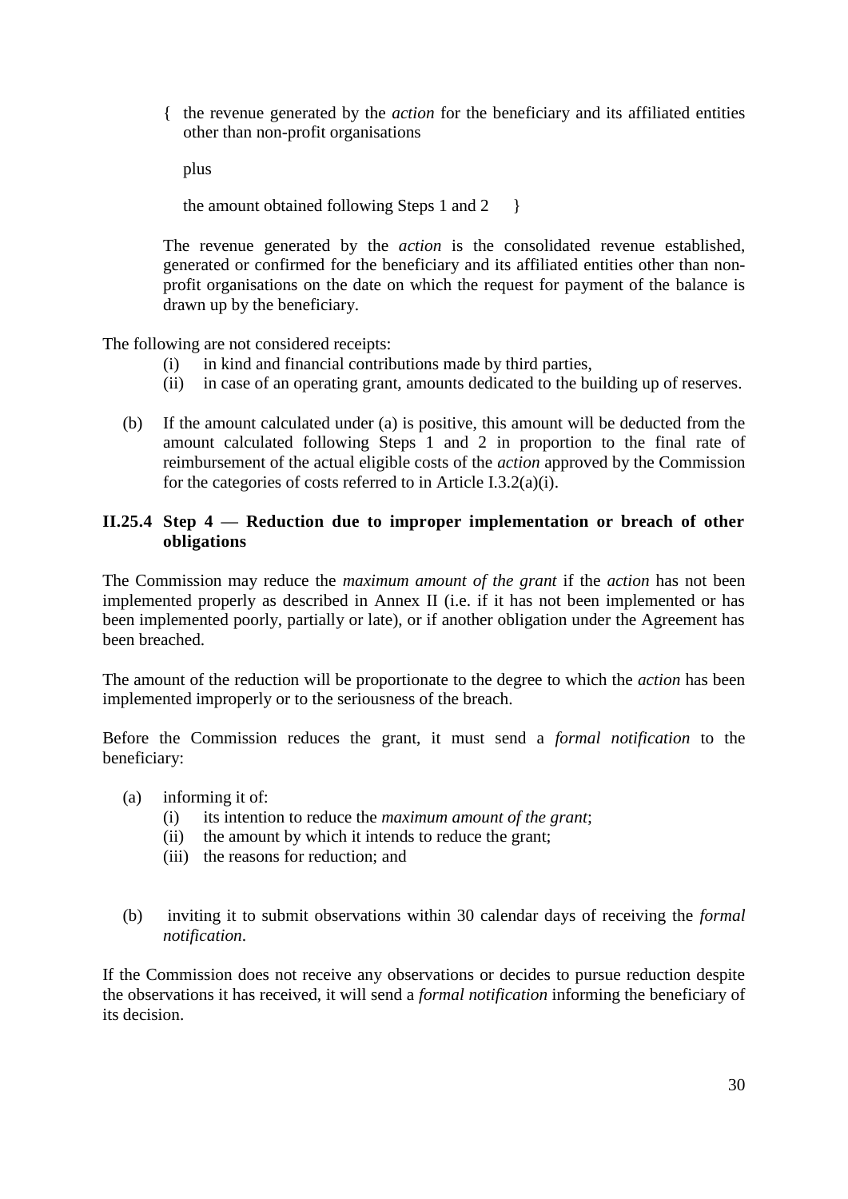{ the revenue generated by the *action* for the beneficiary and its affiliated entities other than non-profit organisations

plus

the amount obtained following Steps 1 and 2 }

The revenue generated by the *action* is the consolidated revenue established, generated or confirmed for the beneficiary and its affiliated entities other than non-profit organisations on the date on which the request for payment of the balance is drawn up by the beneficiary.

The following are not considered receipts:

(i) in kind and financial contributions made by third parties,
(ii) in case of an operating grant, amounts dedicated to the building up of reserves.

(b) If the amount calculated under (a) is positive, this amount will be deducted from the amount calculated following Steps 1 and 2 in proportion to the final rate of reimbursement of the actual eligible costs of the *action* approved by the Commission for the categories of costs referred to in Article I.3.2(a)(i).

### II.25.4 Step 4 — Reduction due to improper implementation or breach of other obligations

The Commission may reduce the *maximum amount of the grant* if the *action* has not been implemented properly as described in Annex II (i.e. if it has not been implemented or has been implemented poorly, partially or late), or if another obligation under the Agreement has been breached.

The amount of the reduction will be proportionate to the degree to which the *action* has been implemented improperly or to the seriousness of the breach.

Before the Commission reduces the grant, it must send a *formal notification* to the beneficiary:

(a) informing it of:
  (i) its intention to reduce the *maximum amount of the grant*;
  (ii) the amount by which it intends to reduce the grant;
  (iii) the reasons for reduction; and

(b) inviting it to submit observations within 30 calendar days of receiving the *formal notification*.

If the Commission does not receive any observations or decides to pursue reduction despite the observations it has received, it will send a *formal notification* informing the beneficiary of its decision.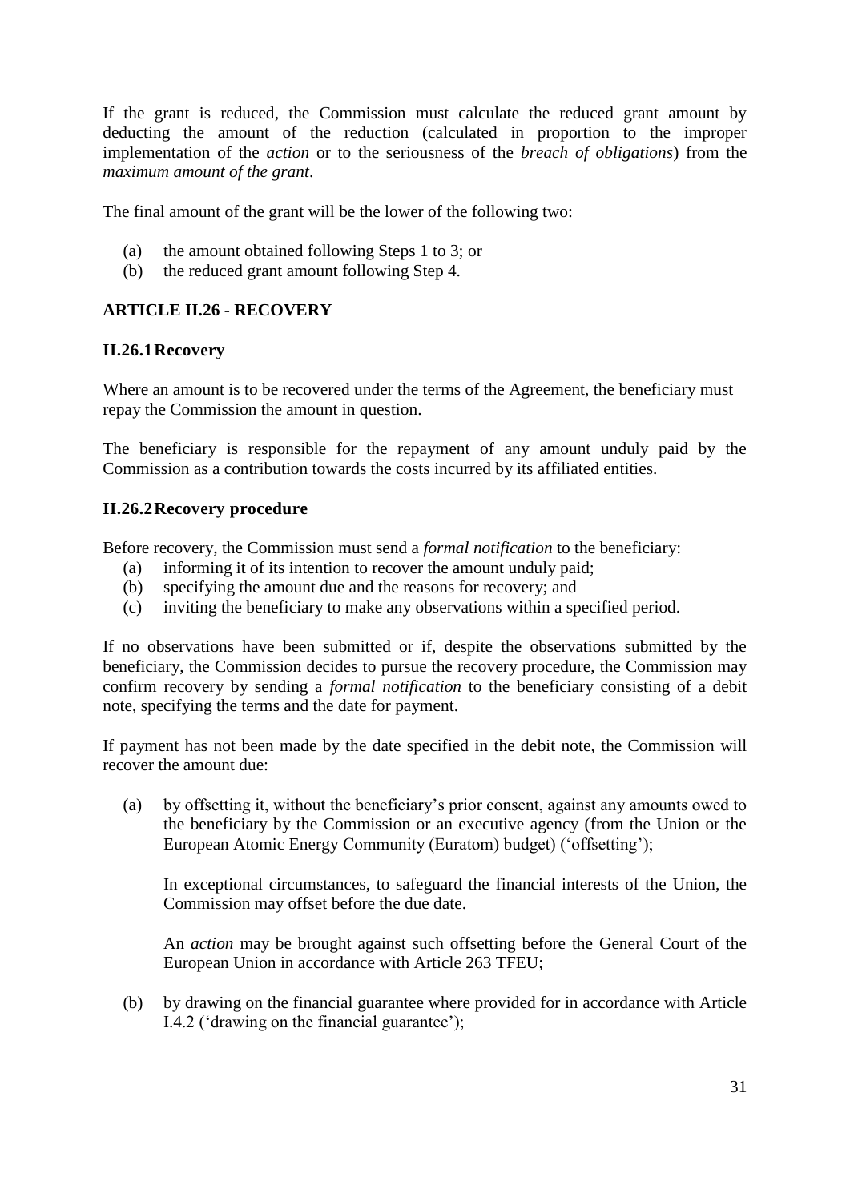If the grant is reduced, the Commission must calculate the reduced grant amount by deducting the amount of the reduction (calculated in proportion to the improper implementation of the *action* or to the seriousness of the *breach of obligations*) from the *maximum amount of the grant*.

The final amount of the grant will be the lower of the following two:

(a) the amount obtained following Steps 1 to 3; or
(b) the reduced grant amount following Step 4.

## ARTICLE II.26 - RECOVERY

### II.26.1 Recovery

Where an amount is to be recovered under the terms of the Agreement, the beneficiary must repay the Commission the amount in question.

The beneficiary is responsible for the repayment of any amount unduly paid by the Commission as a contribution towards the costs incurred by its affiliated entities.

### II.26.2 Recovery procedure

Before recovery, the Commission must send a *formal notification* to the beneficiary:

(a) informing it of its intention to recover the amount unduly paid;
(b) specifying the amount due and the reasons for recovery; and
(c) inviting the beneficiary to make any observations within a specified period.

If no observations have been submitted or if, despite the observations submitted by the beneficiary, the Commission decides to pursue the recovery procedure, the Commission may confirm recovery by sending a *formal notification* to the beneficiary consisting of a debit note, specifying the terms and the date for payment.

If payment has not been made by the date specified in the debit note, the Commission will recover the amount due:

(a) by offsetting it, without the beneficiary's prior consent, against any amounts owed to the beneficiary by the Commission or an executive agency (from the Union or the European Atomic Energy Community (Euratom) budget) ('offsetting');

    In exceptional circumstances, to safeguard the financial interests of the Union, the Commission may offset before the due date.

    An *action* may be brought against such offsetting before the General Court of the European Union in accordance with Article 263 TFEU;

(b) by drawing on the financial guarantee where provided for in accordance with Article I.4.2 ('drawing on the financial guarantee');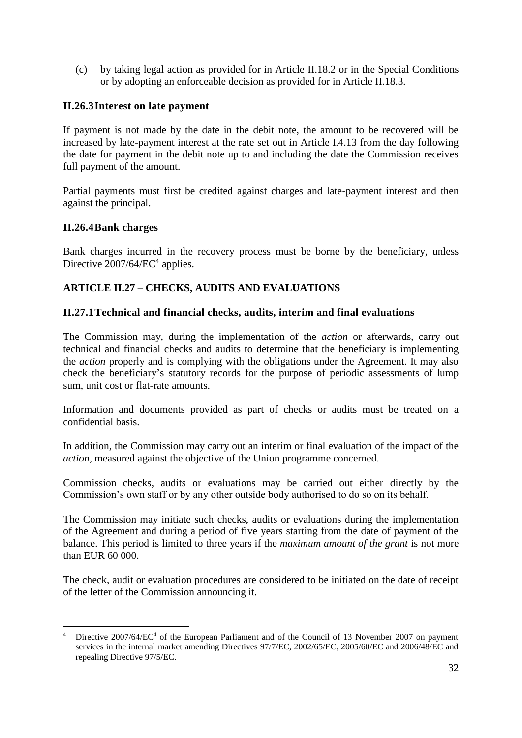(c) by taking legal action as provided for in Article II.18.2 or in the Special Conditions or by adopting an enforceable decision as provided for in Article II.18.3.

### II.26.3 Interest on late payment

If payment is not made by the date in the debit note, the amount to be recovered will be increased by late-payment interest at the rate set out in Article I.4.13 from the day following the date for payment in the debit note up to and including the date the Commission receives full payment of the amount.

Partial payments must first be credited against charges and late-payment interest and then against the principal.

### II.26.4 Bank charges

Bank charges incurred in the recovery process must be borne by the beneficiary, unless Directive 2007/64/EC[4] applies.

## ARTICLE II.27 – CHECKS, AUDITS AND EVALUATIONS

### II.27.1 Technical and financial checks, audits, interim and final evaluations

The Commission may, during the implementation of the *action* or afterwards, carry out technical and financial checks and audits to determine that the beneficiary is implementing the *action* properly and is complying with the obligations under the Agreement. It may also check the beneficiary's statutory records for the purpose of periodic assessments of lump sum, unit cost or flat-rate amounts.

Information and documents provided as part of checks or audits must be treated on a confidential basis.

In addition, the Commission may carry out an interim or final evaluation of the impact of the *action*, measured against the objective of the Union programme concerned.

Commission checks, audits or evaluations may be carried out either directly by the Commission's own staff or by any other outside body authorised to do so on its behalf.

The Commission may initiate such checks, audits or evaluations during the implementation of the Agreement and during a period of five years starting from the date of payment of the balance. This period is limited to three years if the *maximum amount of the grant* is not more than EUR 60 000.

The check, audit or evaluation procedures are considered to be initiated on the date of receipt of the letter of the Commission announcing it.

---

[4] Directive 2007/64/EC[4] of the European Parliament and of the Council of 13 November 2007 on payment services in the internal market amending Directives 97/7/EC, 2002/65/EC, 2005/60/EC and 2006/48/EC and repealing Directive 97/5/EC.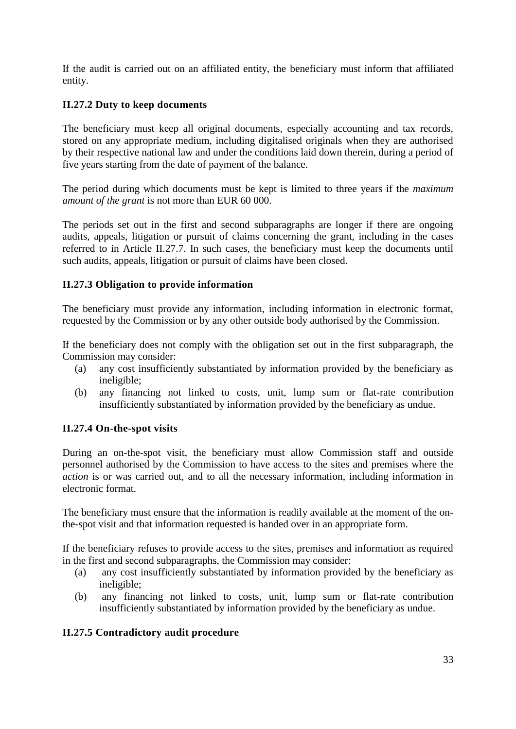If the audit is carried out on an affiliated entity, the beneficiary must inform that affiliated entity.

### II.27.2 Duty to keep documents

The beneficiary must keep all original documents, especially accounting and tax records, stored on any appropriate medium, including digitalised originals when they are authorised by their respective national law and under the conditions laid down therein, during a period of five years starting from the date of payment of the balance.

The period during which documents must be kept is limited to three years if the *maximum amount of the grant* is not more than EUR 60 000.

The periods set out in the first and second subparagraphs are longer if there are ongoing audits, appeals, litigation or pursuit of claims concerning the grant, including in the cases referred to in Article II.27.7. In such cases, the beneficiary must keep the documents until such audits, appeals, litigation or pursuit of claims have been closed.

### II.27.3 Obligation to provide information

The beneficiary must provide any information, including information in electronic format, requested by the Commission or by any other outside body authorised by the Commission.

If the beneficiary does not comply with the obligation set out in the first subparagraph, the Commission may consider:

(a) any cost insufficiently substantiated by information provided by the beneficiary as ineligible;

(b) any financing not linked to costs, unit, lump sum or flat-rate contribution insufficiently substantiated by information provided by the beneficiary as undue.

### II.27.4 On-the-spot visits

During an on-the-spot visit, the beneficiary must allow Commission staff and outside personnel authorised by the Commission to have access to the sites and premises where the *action* is or was carried out, and to all the necessary information, including information in electronic format.

The beneficiary must ensure that the information is readily available at the moment of the on-the-spot visit and that information requested is handed over in an appropriate form.

If the beneficiary refuses to provide access to the sites, premises and information as required in the first and second subparagraphs, the Commission may consider:

(a) any cost insufficiently substantiated by information provided by the beneficiary as ineligible;

(b) any financing not linked to costs, unit, lump sum or flat-rate contribution insufficiently substantiated by information provided by the beneficiary as undue.

### II.27.5 Contradictory audit procedure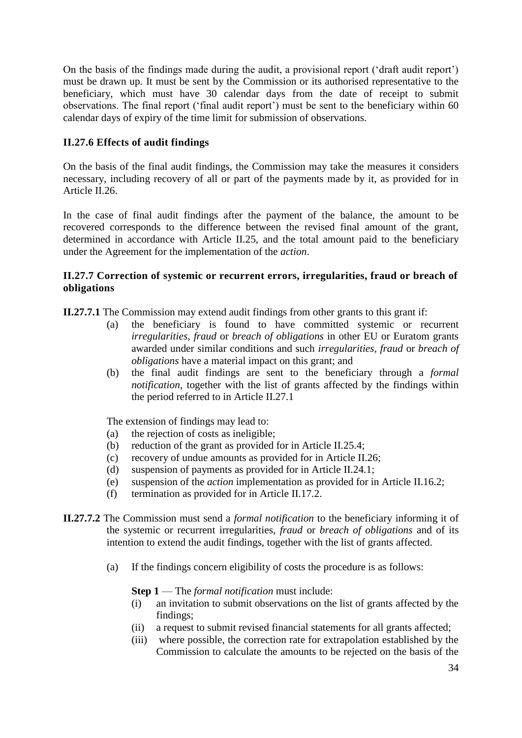On the basis of the findings made during the audit, a provisional report ('draft audit report') must be drawn up. It must be sent by the Commission or its authorised representative to the beneficiary, which must have 30 calendar days from the date of receipt to submit observations. The final report ('final audit report') must be sent to the beneficiary within 60 calendar days of expiry of the time limit for submission of observations.

### II.27.6 Effects of audit findings

On the basis of the final audit findings, the Commission may take the measures it considers necessary, including recovery of all or part of the payments made by it, as provided for in Article II.26.

In the case of final audit findings after the payment of the balance, the amount to be recovered corresponds to the difference between the revised final amount of the grant, determined in accordance with Article II.25, and the total amount paid to the beneficiary under the Agreement for the implementation of the *action*.

### II.27.7 Correction of systemic or recurrent errors, irregularities, fraud or breach of obligations

**II.27.7.1** The Commission may extend audit findings from other grants to this grant if:

(a) the beneficiary is found to have committed systemic or recurrent *irregularities, fraud* or *breach of obligations* in other EU or Euratom grants awarded under similar conditions and such *irregularities, fraud* or *breach of obligations* have a material impact on this grant; and

(b) the final audit findings are sent to the beneficiary through a *formal notification*, together with the list of grants affected by the findings within the period referred to in Article II.27.1

The extension of findings may lead to:

(a) the rejection of costs as ineligible;
(b) reduction of the grant as provided for in Article II.25.4;
(c) recovery of undue amounts as provided for in Article II.26;
(d) suspension of payments as provided for in Article II.24.1;
(e) suspension of the *action* implementation as provided for in Article II.16.2;
(f) termination as provided for in Article II.17.2.

**II.27.7.2** The Commission must send a *formal notification* to the beneficiary informing it of the systemic or recurrent irregularities, *fraud* or *breach of obligations* and of its intention to extend the audit findings, together with the list of grants affected.

(a) If the findings concern eligibility of costs the procedure is as follows:

**Step 1** — The *formal notification* must include:

(i) an invitation to submit observations on the list of grants affected by the findings;
(ii) a request to submit revised financial statements for all grants affected;
(iii) where possible, the correction rate for extrapolation established by the Commission to calculate the amounts to be rejected on the basis of the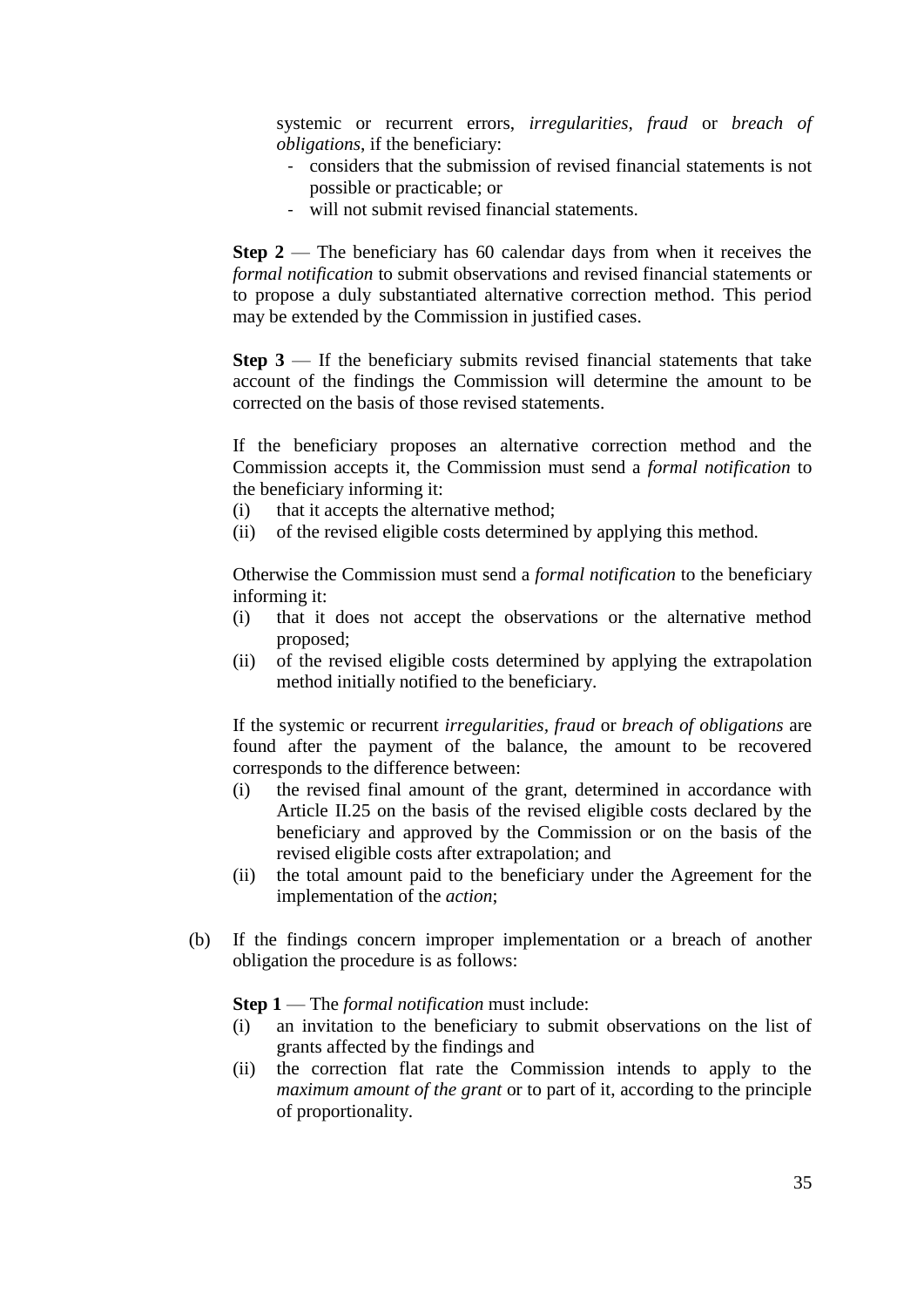systemic or recurrent errors, *irregularities*, *fraud* or *breach of obligations*, if the beneficiary:

- considers that the submission of revised financial statements is not possible or practicable; or
- will not submit revised financial statements.

**Step 2** — The beneficiary has 60 calendar days from when it receives the *formal notification* to submit observations and revised financial statements or to propose a duly substantiated alternative correction method. This period may be extended by the Commission in justified cases.

**Step 3** — If the beneficiary submits revised financial statements that take account of the findings the Commission will determine the amount to be corrected on the basis of those revised statements.

If the beneficiary proposes an alternative correction method and the Commission accepts it, the Commission must send a *formal notification* to the beneficiary informing it:

(i) that it accepts the alternative method;
(ii) of the revised eligible costs determined by applying this method.

Otherwise the Commission must send a *formal notification* to the beneficiary informing it:

(i) that it does not accept the observations or the alternative method proposed;
(ii) of the revised eligible costs determined by applying the extrapolation method initially notified to the beneficiary.

If the systemic or recurrent *irregularities*, *fraud* or *breach of obligations* are found after the payment of the balance, the amount to be recovered corresponds to the difference between:

(i) the revised final amount of the grant, determined in accordance with Article II.25 on the basis of the revised eligible costs declared by the beneficiary and approved by the Commission or on the basis of the revised eligible costs after extrapolation; and
(ii) the total amount paid to the beneficiary under the Agreement for the implementation of the *action*;

(b) If the findings concern improper implementation or a breach of another obligation the procedure is as follows:

**Step 1** — The *formal notification* must include:

(i) an invitation to the beneficiary to submit observations on the list of grants affected by the findings and
(ii) the correction flat rate the Commission intends to apply to the *maximum amount of the grant* or to part of it, according to the principle of proportionality.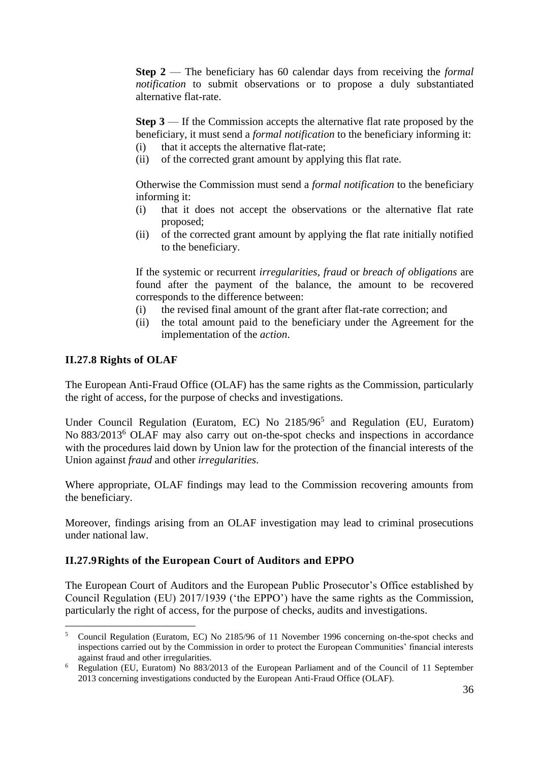**Step 2** — The beneficiary has 60 calendar days from receiving the *formal notification* to submit observations or to propose a duly substantiated alternative flat-rate.

**Step 3** — If the Commission accepts the alternative flat rate proposed by the beneficiary, it must send a *formal notification* to the beneficiary informing it:

(i) that it accepts the alternative flat-rate;

(ii) of the corrected grant amount by applying this flat rate.

Otherwise the Commission must send a *formal notification* to the beneficiary informing it:

(i) that it does not accept the observations or the alternative flat rate proposed;

(ii) of the corrected grant amount by applying the flat rate initially notified to the beneficiary.

If the systemic or recurrent *irregularities*, *fraud* or *breach of obligations* are found after the payment of the balance, the amount to be recovered corresponds to the difference between:

(i) the revised final amount of the grant after flat-rate correction; and

(ii) the total amount paid to the beneficiary under the Agreement for the implementation of the *action*.

### II.27.8 Rights of OLAF

The European Anti-Fraud Office (OLAF) has the same rights as the Commission, particularly the right of access, for the purpose of checks and investigations.

Under Council Regulation (Euratom, EC) No 2185/96[5] and Regulation (EU, Euratom) No 883/2013[6] OLAF may also carry out on-the-spot checks and inspections in accordance with the procedures laid down by Union law for the protection of the financial interests of the Union against *fraud* and other *irregularities*.

Where appropriate, OLAF findings may lead to the Commission recovering amounts from the beneficiary.

Moreover, findings arising from an OLAF investigation may lead to criminal prosecutions under national law.

### II.27.9 Rights of the European Court of Auditors and EPPO

The European Court of Auditors and the European Public Prosecutor's Office established by Council Regulation (EU) 2017/1939 ('the EPPO') have the same rights as the Commission, particularly the right of access, for the purpose of checks, audits and investigations.

---

[5] Council Regulation (Euratom, EC) No 2185/96 of 11 November 1996 concerning on-the-spot checks and inspections carried out by the Commission in order to protect the European Communities' financial interests against fraud and other irregularities.

[6] Regulation (EU, Euratom) No 883/2013 of the European Parliament and of the Council of 11 September 2013 concerning investigations conducted by the European Anti-Fraud Office (OLAF).